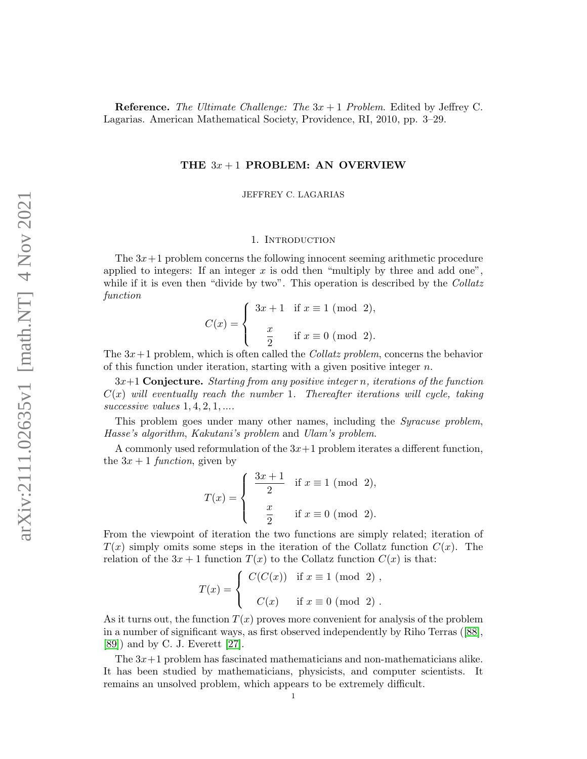**Reference.** *The Ultimate Challenge: The $3x+1$ Problem*. Edited by Jeffrey C. Lagarias. American Mathematical Society, Providence, RI, 2010, pp. 3–29.

# THE $3x+1$ PROBLEM: AN OVERVIEW

JEFFREY C. LAGARIAS

## 1. Introduction

The $3x+1$ problem concerns the following innocent seeming arithmetic procedure applied to integers: If an integer $x$ is odd then "multiply by three and add one", while if it is even then "divide by two". This operation is described by the *Collatz function*

$$C(x) = \begin{cases} 3x+1 & \text{if } x \equiv 1 \pmod{2}, \\[6pt] \dfrac{x}{2} & \text{if } x \equiv 0 \pmod{2}. \end{cases}$$

The $3x+1$ problem, which is often called the *Collatz problem*, concerns the behavior of this function under iteration, starting with a given positive integer $n$.

$3x+1$ **Conjecture.** *Starting from any positive integer $n$, iterations of the function $C(x)$ will eventually reach the number 1. Thereafter iterations will cycle, taking successive values $1, 4, 2, 1, \ldots$.*

This problem goes under many other names, including the *Syracuse problem*, *Hasse's algorithm*, *Kakutani's problem* and *Ulam's problem*.

A commonly used reformulation of the $3x+1$ problem iterates a different function, the $3x+1$ *function*, given by

$$T(x) = \begin{cases} \dfrac{3x+1}{2} & \text{if } x \equiv 1 \pmod{2}, \\[6pt] \dfrac{x}{2} & \text{if } x \equiv 0 \pmod{2}. \end{cases}$$

From the viewpoint of iteration the two functions are simply related; iteration of $T(x)$ simply omits some steps in the iteration of the Collatz function $C(x)$. The relation of the $3x+1$ function $T(x)$ to the Collatz function $C(x)$ is that:

$$T(x) = \begin{cases} C(C(x)) & \text{if } x \equiv 1 \pmod{2}\ , \\[6pt] C(x) & \text{if } x \equiv 0 \pmod{2}\ . \end{cases}$$

As it turns out, the function $T(x)$ proves more convenient for analysis of the problem in a number of significant ways, as first observed independently by Riho Terras ([88], [89]) and by C. J. Everett [27].

The $3x+1$ problem has fascinated mathematicians and non-mathematicians alike. It has been studied by mathematicians, physicists, and computer scientists. It remains an unsolved problem, which appears to be extremely difficult.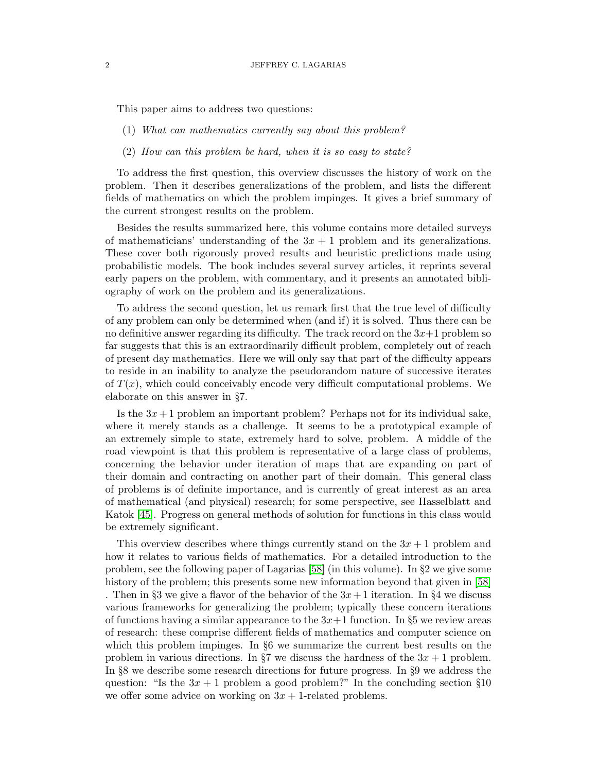This paper aims to address two questions:

(1) *What can mathematics currently say about this problem?*

(2) *How can this problem be hard, when it is so easy to state?*

To address the first question, this overview discusses the history of work on the problem. Then it describes generalizations of the problem, and lists the different fields of mathematics on which the problem impinges. It gives a brief summary of the current strongest results on the problem.

Besides the results summarized here, this volume contains more detailed surveys of mathematicians' understanding of the $3x + 1$ problem and its generalizations. These cover both rigorously proved results and heuristic predictions made using probabilistic models. The book includes several survey articles, it reprints several early papers on the problem, with commentary, and it presents an annotated bibliography of work on the problem and its generalizations.

To address the second question, let us remark first that the true level of difficulty of any problem can only be determined when (and if) it is solved. Thus there can be no definitive answer regarding its difficulty. The track record on the $3x+1$ problem so far suggests that this is an extraordinarily difficult problem, completely out of reach of present day mathematics. Here we will only say that part of the difficulty appears to reside in an inability to analyze the pseudorandom nature of successive iterates of $T(x)$, which could conceivably encode very difficult computational problems. We elaborate on this answer in §7.

Is the $3x + 1$ problem an important problem? Perhaps not for its individual sake, where it merely stands as a challenge. It seems to be a prototypical example of an extremely simple to state, extremely hard to solve, problem. A middle of the road viewpoint is that this problem is representative of a large class of problems, concerning the behavior under iteration of maps that are expanding on part of their domain and contracting on another part of their domain. This general class of problems is of definite importance, and is currently of great interest as an area of mathematical (and physical) research; for some perspective, see Hasselblatt and Katok [45]. Progress on general methods of solution for functions in this class would be extremely significant.

This overview describes where things currently stand on the $3x + 1$ problem and how it relates to various fields of mathematics. For a detailed introduction to the problem, see the following paper of Lagarias [58] (in this volume). In §2 we give some history of the problem; this presents some new information beyond that given in [58] . Then in §3 we give a flavor of the behavior of the $3x+1$ iteration. In §4 we discuss various frameworks for generalizing the problem; typically these concern iterations of functions having a similar appearance to the $3x+1$ function. In §5 we review areas of research: these comprise different fields of mathematics and computer science on which this problem impinges. In §6 we summarize the current best results on the problem in various directions. In §7 we discuss the hardness of the $3x + 1$ problem. In §8 we describe some research directions for future progress. In §9 we address the question: "Is the $3x + 1$ problem a good problem?" In the concluding section §10 we offer some advice on working on $3x + 1$-related problems.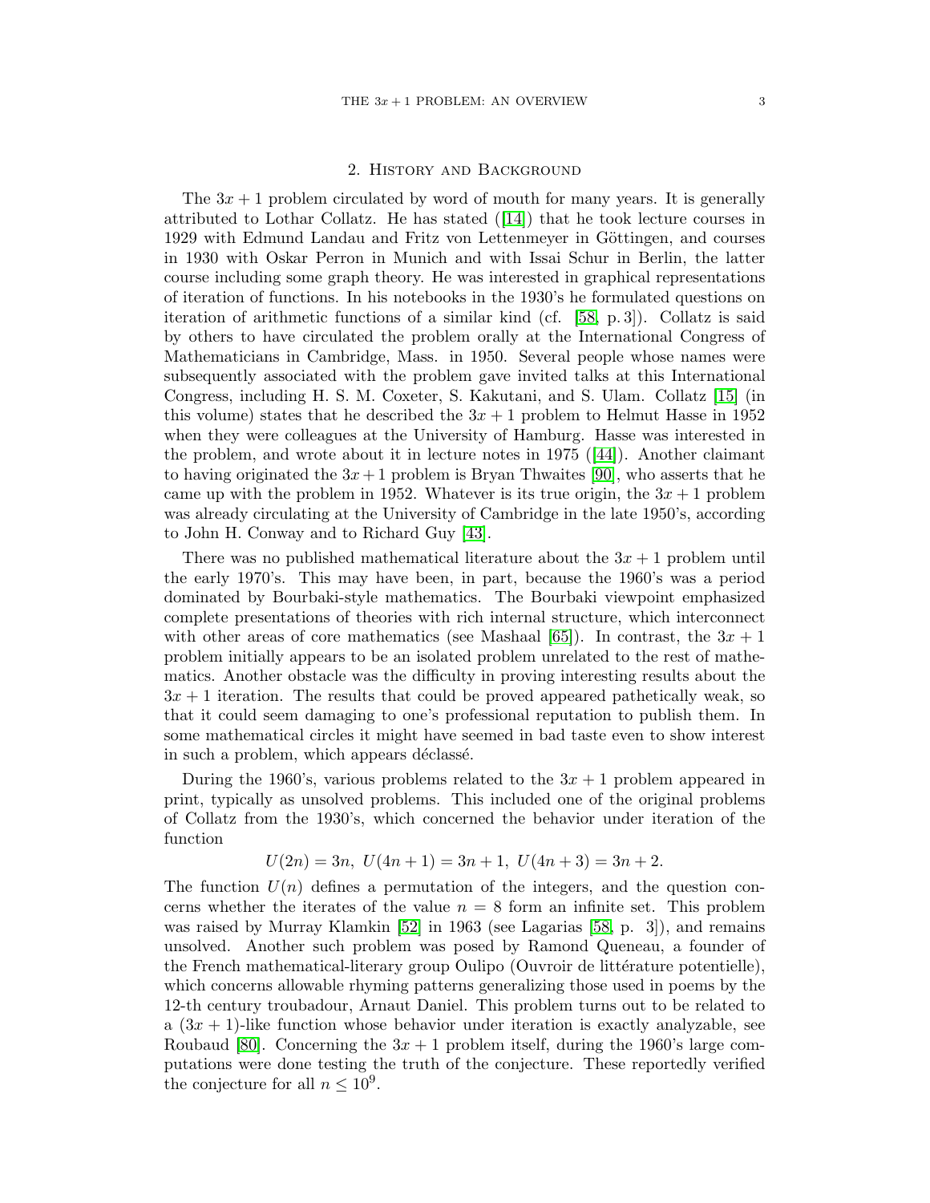## 2. History and Background

The $3x + 1$ problem circulated by word of mouth for many years. It is generally attributed to Lothar Collatz. He has stated ([14]) that he took lecture courses in 1929 with Edmund Landau and Fritz von Lettenmeyer in Göttingen, and courses in 1930 with Oskar Perron in Munich and with Issai Schur in Berlin, the latter course including some graph theory. He was interested in graphical representations of iteration of functions. In his notebooks in the 1930's he formulated questions on iteration of arithmetic functions of a similar kind (cf. [58, p. 3]). Collatz is said by others to have circulated the problem orally at the International Congress of Mathematicians in Cambridge, Mass. in 1950. Several people whose names were subsequently associated with the problem gave invited talks at this International Congress, including H. S. M. Coxeter, S. Kakutani, and S. Ulam. Collatz [15] (in this volume) states that he described the $3x + 1$ problem to Helmut Hasse in 1952 when they were colleagues at the University of Hamburg. Hasse was interested in the problem, and wrote about it in lecture notes in 1975 ([44]). Another claimant to having originated the $3x + 1$ problem is Bryan Thwaites [90], who asserts that he came up with the problem in 1952. Whatever is its true origin, the $3x + 1$ problem was already circulating at the University of Cambridge in the late 1950's, according to John H. Conway and to Richard Guy [43].

There was no published mathematical literature about the $3x + 1$ problem until the early 1970's. This may have been, in part, because the 1960's was a period dominated by Bourbaki-style mathematics. The Bourbaki viewpoint emphasized complete presentations of theories with rich internal structure, which interconnect with other areas of core mathematics (see Mashaal [65]). In contrast, the $3x + 1$ problem initially appears to be an isolated problem unrelated to the rest of mathematics. Another obstacle was the difficulty in proving interesting results about the $3x + 1$ iteration. The results that could be proved appeared pathetically weak, so that it could seem damaging to one's professional reputation to publish them. In some mathematical circles it might have seemed in bad taste even to show interest in such a problem, which appears déclassé.

During the 1960's, various problems related to the $3x + 1$ problem appeared in print, typically as unsolved problems. This included one of the original problems of Collatz from the 1930's, which concerned the behavior under iteration of the function

$$U(2n) = 3n, \ U(4n + 1) = 3n + 1, \ U(4n + 3) = 3n + 2.$$

The function $U(n)$ defines a permutation of the integers, and the question concerns whether the iterates of the value $n = 8$ form an infinite set. This problem was raised by Murray Klamkin [52] in 1963 (see Lagarias [58, p. 3]), and remains unsolved. Another such problem was posed by Ramond Queneau, a founder of the French mathematical-literary group Oulipo (Ouvroir de littérature potentielle), which concerns allowable rhyming patterns generalizing those used in poems by the 12-th century troubadour, Arnaut Daniel. This problem turns out to be related to a $(3x + 1)$-like function whose behavior under iteration is exactly analyzable, see Roubaud [80]. Concerning the $3x + 1$ problem itself, during the 1960's large computations were done testing the truth of the conjecture. These reportedly verified the conjecture for all $n \leq 10^9$.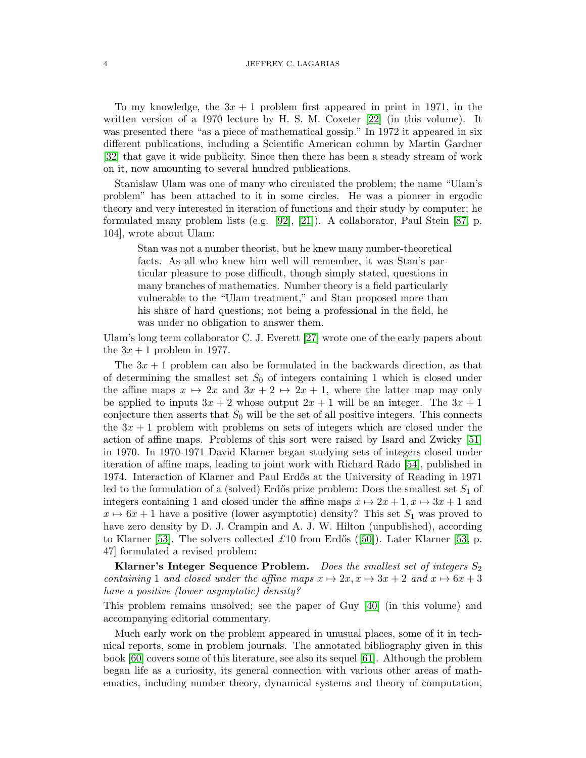To my knowledge, the $3x + 1$ problem first appeared in print in 1971, in the written version of a 1970 lecture by H. S. M. Coxeter [22] (in this volume). It was presented there "as a piece of mathematical gossip." In 1972 it appeared in six different publications, including a Scientific American column by Martin Gardner [32] that gave it wide publicity. Since then there has been a steady stream of work on it, now amounting to several hundred publications.

Stanislaw Ulam was one of many who circulated the problem; the name "Ulam's problem" has been attached to it in some circles. He was a pioneer in ergodic theory and very interested in iteration of functions and their study by computer; he formulated many problem lists (e.g. [92], [21]). A collaborator, Paul Stein [87, p. 104], wrote about Ulam:

> Stan was not a number theorist, but he knew many number-theoretical facts. As all who knew him well will remember, it was Stan's particular pleasure to pose difficult, though simply stated, questions in many branches of mathematics. Number theory is a field particularly vulnerable to the "Ulam treatment," and Stan proposed more than his share of hard questions; not being a professional in the field, he was under no obligation to answer them.

Ulam's long term collaborator C. J. Everett [27] wrote one of the early papers about the $3x + 1$ problem in 1977.

The $3x + 1$ problem can also be formulated in the backwards direction, as that of determining the smallest set $S_0$ of integers containing 1 which is closed under the affine maps $x \mapsto 2x$ and $3x + 2 \mapsto 2x + 1$, where the latter map may only be applied to inputs $3x + 2$ whose output $2x + 1$ will be an integer. The $3x + 1$ conjecture then asserts that $S_0$ will be the set of all positive integers. This connects the $3x + 1$ problem with problems on sets of integers which are closed under the action of affine maps. Problems of this sort were raised by Isard and Zwicky [51] in 1970. In 1970-1971 David Klarner began studying sets of integers closed under iteration of affine maps, leading to joint work with Richard Rado [54], published in 1974. Interaction of Klarner and Paul Erdős at the University of Reading in 1971 led to the formulation of a (solved) Erdős prize problem: Does the smallest set $S_1$ of integers containing 1 and closed under the affine maps $x \mapsto 2x + 1, x \mapsto 3x + 1$ and $x \mapsto 6x + 1$ have a positive (lower asymptotic) density? This set $S_1$ was proved to have zero density by D. J. Crampin and A. J. W. Hilton (unpublished), according to Klarner [53]. The solvers collected £10 from Erdős ([50]). Later Klarner [53, p. 47] formulated a revised problem:

**Klarner's Integer Sequence Problem.** *Does the smallest set of integers $S_2$ containing* 1 *and closed under the affine maps $x \mapsto 2x, x \mapsto 3x + 2$ and $x \mapsto 6x + 3$ have a positive (lower asymptotic) density?*

This problem remains unsolved; see the paper of Guy [40] (in this volume) and accompanying editorial commentary.

Much early work on the problem appeared in unusual places, some of it in technical reports, some in problem journals. The annotated bibliography given in this book [60] covers some of this literature, see also its sequel [61]. Although the problem began life as a curiosity, its general connection with various other areas of mathematics, including number theory, dynamical systems and theory of computation,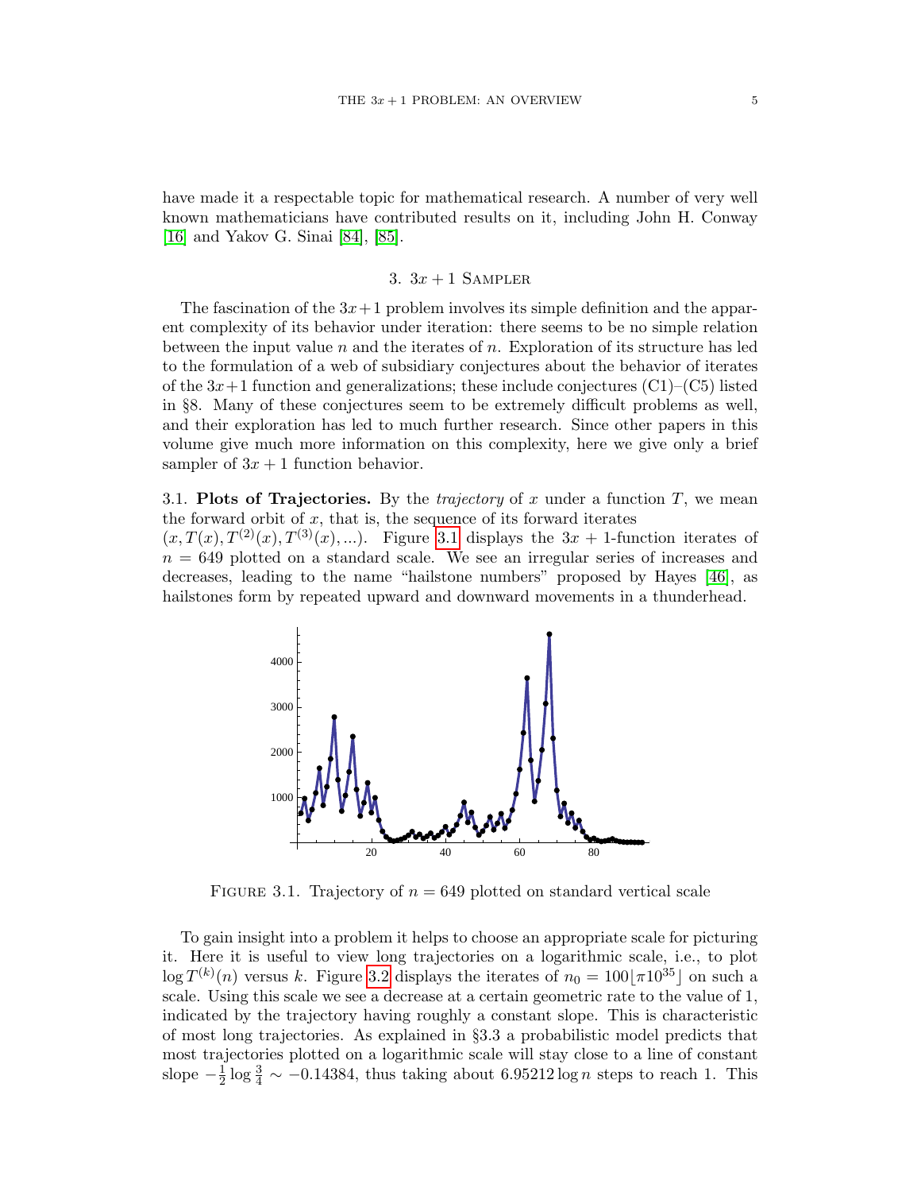have made it a respectable topic for mathematical research. A number of very well known mathematicians have contributed results on it, including John H. Conway [16] and Yakov G. Sinai [84], [85].

## 3. $3x + 1$ Sampler

The fascination of the $3x+1$ problem involves its simple definition and the apparent complexity of its behavior under iteration: there seems to be no simple relation between the input value $n$ and the iterates of $n$. Exploration of its structure has led to the formulation of a web of subsidiary conjectures about the behavior of iterates of the $3x+1$ function and generalizations; these include conjectures (C1)–(C5) listed in §8. Many of these conjectures seem to be extremely difficult problems as well, and their exploration has led to much further research. Since other papers in this volume give much more information on this complexity, here we give only a brief sampler of $3x + 1$ function behavior.

3.1. **Plots of Trajectories.** By the *trajectory* of $x$ under a function $T$, we mean the forward orbit of $x$, that is, the sequence of its forward iterates $(x, T(x), T^{(2)}(x), T^{(3)}(x), ...)$. Figure 3.1 displays the $3x + 1$-function iterates of $n = 649$ plotted on a standard scale. We see an irregular series of increases and decreases, leading to the name "hailstone numbers" proposed by Hayes [46], as hailstones form by repeated upward and downward movements in a thunderhead.

FIGURE 3.1. Trajectory of $n = 649$ plotted on standard vertical scale

To gain insight into a problem it helps to choose an appropriate scale for picturing it. Here it is useful to view long trajectories on a logarithmic scale, i.e., to plot $\log T^{(k)}(n)$ versus $k$. Figure 3.2 displays the iterates of $n_0 = 100\lfloor \pi 10^{35} \rfloor$ on such a scale. Using this scale we see a decrease at a certain geometric rate to the value of 1, indicated by the trajectory having roughly a constant slope. This is characteristic of most long trajectories. As explained in §3.3 a probabilistic model predicts that most trajectories plotted on a logarithmic scale will stay close to a line of constant slope $-\frac{1}{2} \log \frac{3}{4} \sim -0.14384$, thus taking about $6.95212 \log n$ steps to reach 1. This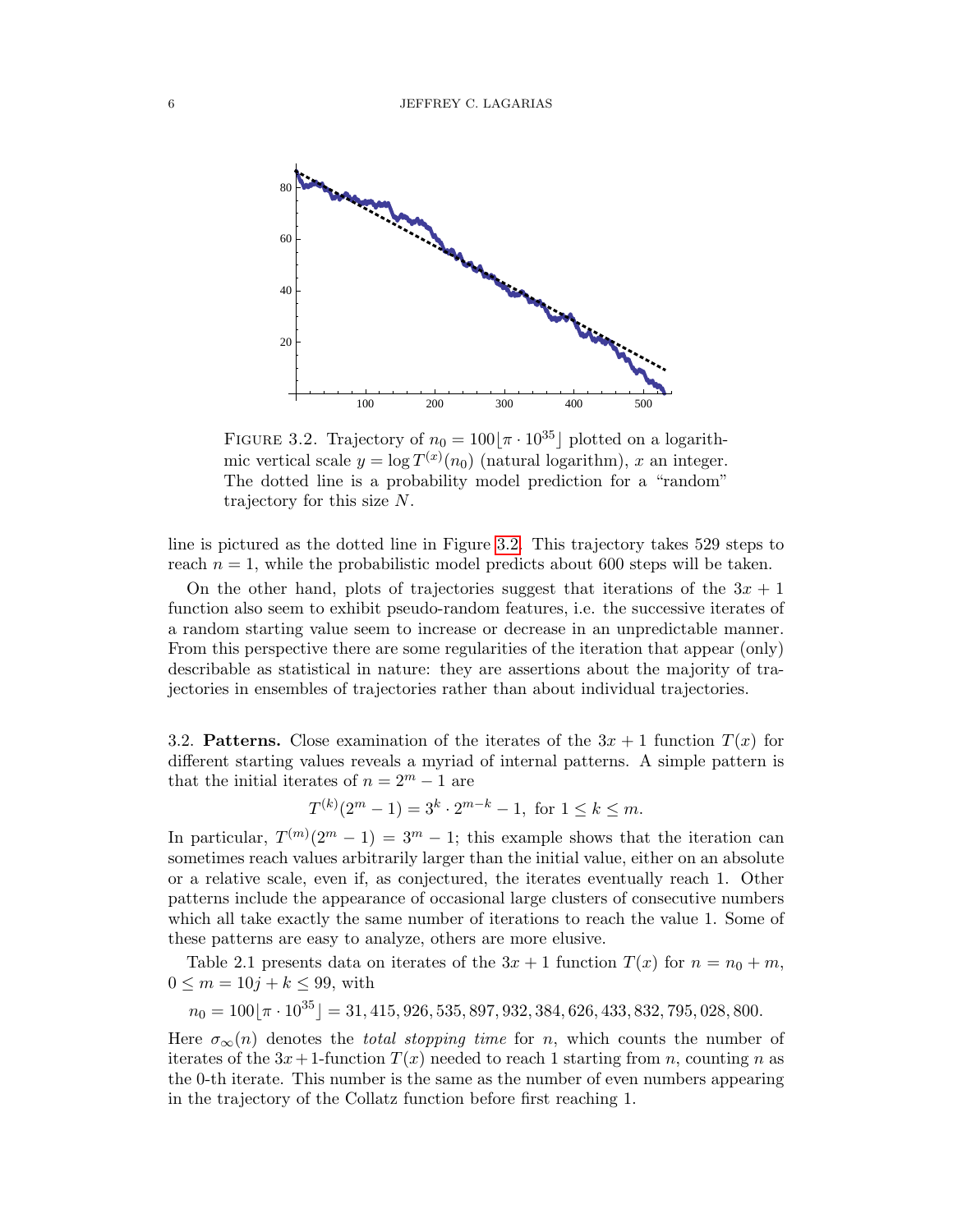FIGURE 3.2. Trajectory of $n_0 = 100\lfloor \pi \cdot 10^{35} \rfloor$ plotted on a logarithmic vertical scale $y = \log T^{(x)}(n_0)$ (natural logarithm), $x$ an integer. The dotted line is a probability model prediction for a "random" trajectory for this size $N$.

line is pictured as the dotted line in Figure 3.2. This trajectory takes 529 steps to reach $n = 1$, while the probabilistic model predicts about 600 steps will be taken.

On the other hand, plots of trajectories suggest that iterations of the $3x + 1$ function also seem to exhibit pseudo-random features, i.e. the successive iterates of a random starting value seem to increase or decrease in an unpredictable manner. From this perspective there are some regularities of the iteration that appear (only) describable as statistical in nature: they are assertions about the majority of trajectories in ensembles of trajectories rather than about individual trajectories.

3.2. **Patterns.** Close examination of the iterates of the $3x + 1$ function $T(x)$ for different starting values reveals a myriad of internal patterns. A simple pattern is that the initial iterates of $n = 2^m - 1$ are

$$T^{(k)}(2^m - 1) = 3^k \cdot 2^{m-k} - 1, \text{ for } 1 \le k \le m.$$

In particular, $T^{(m)}(2^m - 1) = 3^m - 1$; this example shows that the iteration can sometimes reach values arbitrarily larger than the initial value, either on an absolute or a relative scale, even if, as conjectured, the iterates eventually reach 1. Other patterns include the appearance of occasional large clusters of consecutive numbers which all take exactly the same number of iterations to reach the value 1. Some of these patterns are easy to analyze, others are more elusive.

Table 2.1 presents data on iterates of the $3x + 1$ function $T(x)$ for $n = n_0 + m$, $0 \le m = 10j + k \le 99$, with

$$n_0 = 100\lfloor \pi \cdot 10^{35} \rfloor = 31,415,926,535,897,932,384,626,433,832,795,028,800.$$

Here $\sigma_\infty(n)$ denotes the *total stopping time* for $n$, which counts the number of iterates of the $3x+1$-function $T(x)$ needed to reach 1 starting from $n$, counting $n$ as the 0-th iterate. This number is the same as the number of even numbers appearing in the trajectory of the Collatz function before first reaching 1.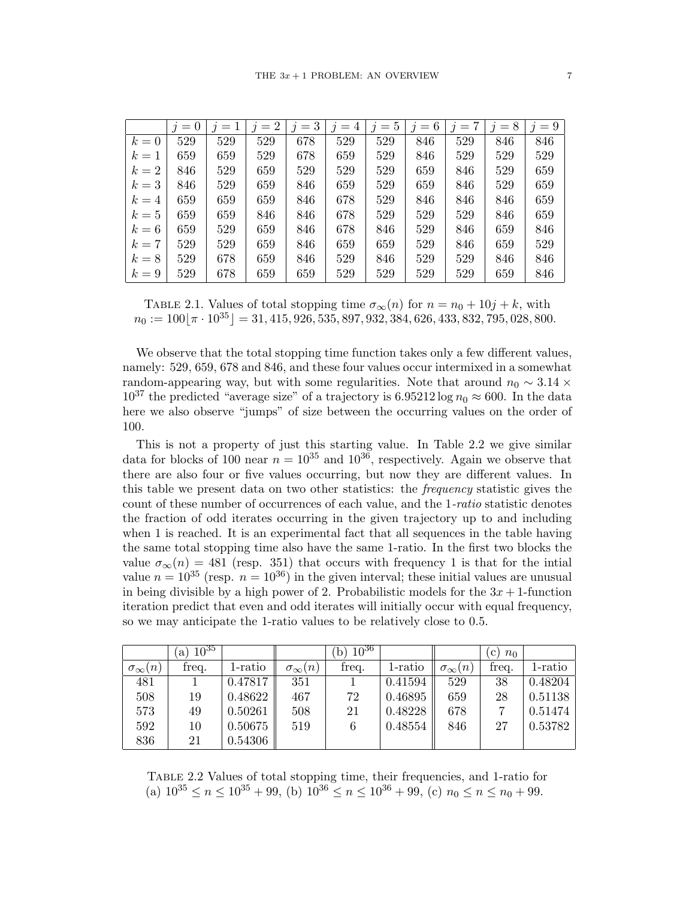|  | $j=0$ | $j=1$ | $j=2$ | $j=3$ | $j=4$ | $j=5$ | $j=6$ | $j=7$ | $j=8$ | $j=9$ |
|---|---|---|---|---|---|---|---|---|---|---|
| $k=0$ | 529 | 529 | 529 | 678 | 529 | 529 | 846 | 529 | 846 | 846 |
| $k=1$ | 659 | 659 | 529 | 678 | 659 | 529 | 846 | 529 | 529 | 529 |
| $k=2$ | 846 | 529 | 659 | 529 | 529 | 529 | 659 | 846 | 529 | 659 |
| $k=3$ | 846 | 529 | 659 | 846 | 659 | 529 | 659 | 846 | 529 | 659 |
| $k=4$ | 659 | 659 | 659 | 846 | 678 | 529 | 846 | 846 | 846 | 659 |
| $k=5$ | 659 | 659 | 846 | 846 | 678 | 529 | 529 | 529 | 846 | 659 |
| $k=6$ | 659 | 529 | 659 | 846 | 678 | 846 | 529 | 846 | 659 | 846 |
| $k=7$ | 529 | 529 | 659 | 846 | 659 | 659 | 529 | 846 | 659 | 529 |
| $k=8$ | 529 | 678 | 659 | 846 | 529 | 846 | 529 | 529 | 846 | 846 |
| $k=9$ | 529 | 678 | 659 | 659 | 529 | 529 | 529 | 529 | 659 | 846 |

Table 2.1. Values of total stopping time $\sigma_\infty(n)$ for $n = n_0 + 10j + k$, with $n_0 := 100\lfloor \pi \cdot 10^{35} \rfloor = 31,415,926,535,897,932,384,626,433,832,795,028,800$.

We observe that the total stopping time function takes only a few different values, namely: 529, 659, 678 and 846, and these four values occur intermixed in a somewhat random-appearing way, but with some regularities. Note that around $n_0 \sim 3.14 \times 10^{37}$ the predicted "average size" of a trajectory is $6.95212 \log n_0 \approx 600$. In the data here we also observe "jumps" of size between the occurring values on the order of 100.

This is not a property of just this starting value. In Table 2.2 we give similar data for blocks of 100 near $n = 10^{35}$ and $10^{36}$, respectively. Again we observe that there are also four or five values occurring, but now they are different values. In this table we present data on two other statistics: the *frequency* statistic gives the count of these number of occurrences of each value, and the *1-ratio* statistic denotes the fraction of odd iterates occurring in the given trajectory up to and including when 1 is reached. It is an experimental fact that all sequences in the table having the same total stopping time also have the same 1-ratio. In the first two blocks the value $\sigma_\infty(n) = 481$ (resp. 351) that occurs with frequency 1 is that for the intial value $n = 10^{35}$ (resp. $n = 10^{36}$) in the given interval; these initial values are unusual in being divisible by a high power of 2. Probabilistic models for the $3x+1$-function iteration predict that even and odd iterates will initially occur with equal frequency, so we may anticipate the 1-ratio values to be relatively close to 0.5.

|  | (a) $10^{35}$ |  |  | (b) $10^{36}$ |  |  | (c) $n_0$ |  |
|---|---|---|---|---|---|---|---|---|
| $\sigma_\infty(n)$ | freq. | 1-ratio | $\sigma_\infty(n)$ | freq. | 1-ratio | $\sigma_\infty(n)$ | freq. | 1-ratio |
| 481 | 1 | 0.47817 | 351 | 1 | 0.41594 | 529 | 38 | 0.48204 |
| 508 | 19 | 0.48622 | 467 | 72 | 0.46895 | 659 | 28 | 0.51138 |
| 573 | 49 | 0.50261 | 508 | 21 | 0.48228 | 678 | 7 | 0.51474 |
| 592 | 10 | 0.50675 | 519 | 6 | 0.48554 | 846 | 27 | 0.53782 |
| 836 | 21 | 0.54306 |  |  |  |  |  |  |

Table 2.2 Values of total stopping time, their frequencies, and 1-ratio for (a) $10^{35} \le n \le 10^{35} + 99$, (b) $10^{36} \le n \le 10^{36} + 99$, (c) $n_0 \le n \le n_0 + 99$.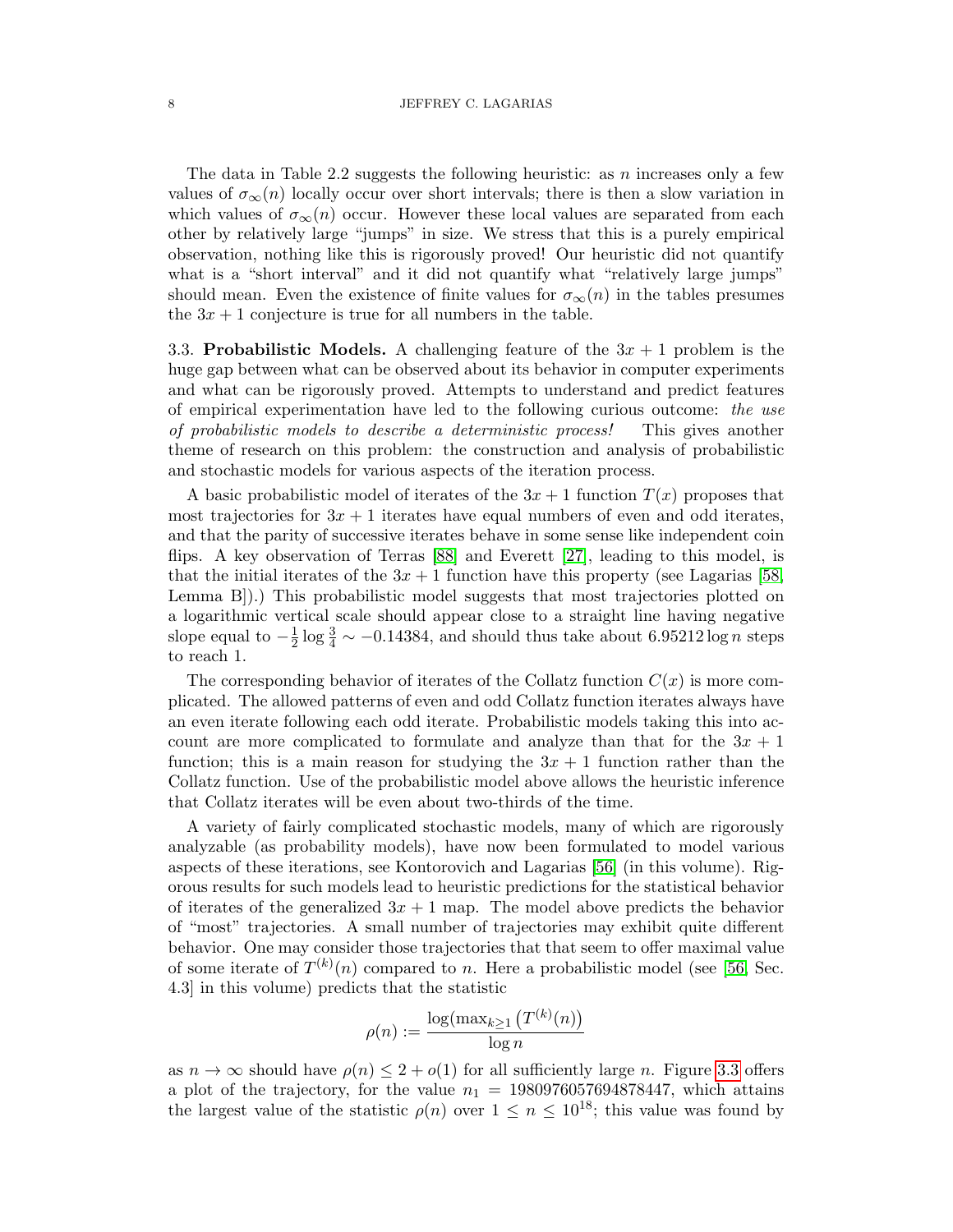The data in Table 2.2 suggests the following heuristic: as $n$ increases only a few values of $\sigma_\infty(n)$ locally occur over short intervals; there is then a slow variation in which values of $\sigma_\infty(n)$ occur. However these local values are separated from each other by relatively large "jumps" in size. We stress that this is a purely empirical observation, nothing like this is rigorously proved! Our heuristic did not quantify what is a "short interval" and it did not quantify what "relatively large jumps" should mean. Even the existence of finite values for $\sigma_\infty(n)$ in the tables presumes the $3x+1$ conjecture is true for all numbers in the table.

3.3. **Probabilistic Models.** A challenging feature of the $3x+1$ problem is the huge gap between what can be observed about its behavior in computer experiments and what can be rigorously proved. Attempts to understand and predict features of empirical experimentation have led to the following curious outcome: *the use of probabilistic models to describe a deterministic process!* This gives another theme of research on this problem: the construction and analysis of probabilistic and stochastic models for various aspects of the iteration process.

A basic probabilistic model of iterates of the $3x+1$ function $T(x)$ proposes that most trajectories for $3x+1$ iterates have equal numbers of even and odd iterates, and that the parity of successive iterates behave in some sense like independent coin flips. A key observation of Terras [88] and Everett [27], leading to this model, is that the initial iterates of the $3x+1$ function have this property (see Lagarias [58, Lemma B]).) This probabilistic model suggests that most trajectories plotted on a logarithmic vertical scale should appear close to a straight line having negative slope equal to $-\frac{1}{2}\log\frac{3}{4} \sim -0.14384$, and should thus take about $6.95212 \log n$ steps to reach 1.

The corresponding behavior of iterates of the Collatz function $C(x)$ is more complicated. The allowed patterns of even and odd Collatz function iterates always have an even iterate following each odd iterate. Probabilistic models taking this into account are more complicated to formulate and analyze than that for the $3x+1$ function; this is a main reason for studying the $3x+1$ function rather than the Collatz function. Use of the probabilistic model above allows the heuristic inference that Collatz iterates will be even about two-thirds of the time.

A variety of fairly complicated stochastic models, many of which are rigorously analyzable (as probability models), have now been formulated to model various aspects of these iterations, see Kontorovich and Lagarias [56] (in this volume). Rigorous results for such models lead to heuristic predictions for the statistical behavior of iterates of the generalized $3x+1$ map. The model above predicts the behavior of "most" trajectories. A small number of trajectories may exhibit quite different behavior. One may consider those trajectories that that seem to offer maximal value of some iterate of $T^{(k)}(n)$ compared to $n$. Here a probabilistic model (see [56, Sec. 4.3] in this volume) predicts that the statistic

$$\rho(n) := \frac{\log(\max_{k\geq 1}\left(T^{(k)}(n)\right)}{\log n}$$

as $n \to \infty$ should have $\rho(n) \leq 2 + o(1)$ for all sufficiently large $n$. Figure 3.3 offers a plot of the trajectory, for the value $n_1 = 1980976057694878447$, which attains the largest value of the statistic $\rho(n)$ over $1 \leq n \leq 10^{18}$; this value was found by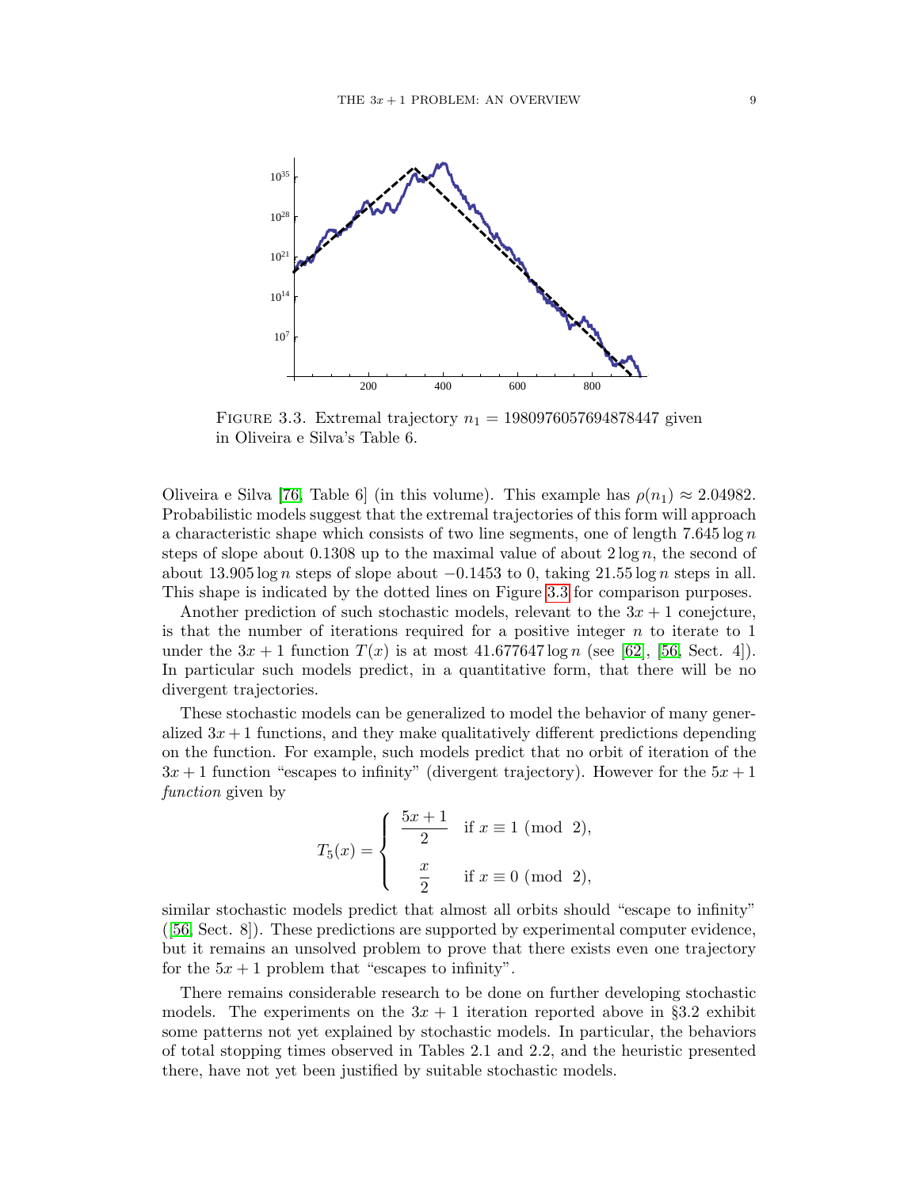FIGURE 3.3. Extremal trajectory $n_1 = 1980976057694878447$ given in Oliveira e Silva's Table 6.

Oliveira e Silva [76, Table 6] (in this volume). This example has $\rho(n_1) \approx 2.04982$. Probabilistic models suggest that the extremal trajectories of this form will approach a characteristic shape which consists of two line segments, one of length $7.645 \log n$ steps of slope about 0.1308 up to the maximal value of about $2 \log n$, the second of about $13.905 \log n$ steps of slope about $-0.1453$ to 0, taking $21.55 \log n$ steps in all. This shape is indicated by the dotted lines on Figure 3.3 for comparison purposes.

Another prediction of such stochastic models, relevant to the $3x + 1$ conejcture, is that the number of iterations required for a positive integer $n$ to iterate to 1 under the $3x + 1$ function $T(x)$ is at most $41.677647 \log n$ (see [62], [56, Sect. 4]). In particular such models predict, in a quantitative form, that there will be no divergent trajectories.

These stochastic models can be generalized to model the behavior of many generalized $3x+1$ functions, and they make qualitatively different predictions depending on the function. For example, such models predict that no orbit of iteration of the $3x+1$ function "escapes to infinity" (divergent trajectory). However for the $5x+1$ *function* given by

$$T_5(x) = \begin{cases} \dfrac{5x+1}{2} & \text{if } x \equiv 1 \pmod{2}, \\[2ex] \dfrac{x}{2} & \text{if } x \equiv 0 \pmod{2}, \end{cases}$$

similar stochastic models predict that almost all orbits should "escape to infinity" ([56, Sect. 8]). These predictions are supported by experimental computer evidence, but it remains an unsolved problem to prove that there exists even one trajectory for the $5x + 1$ problem that "escapes to infinity".

There remains considerable research to be done on further developing stochastic models. The experiments on the $3x + 1$ iteration reported above in §3.2 exhibit some patterns not yet explained by stochastic models. In particular, the behaviors of total stopping times observed in Tables 2.1 and 2.2, and the heuristic presented there, have not yet been justified by suitable stochastic models.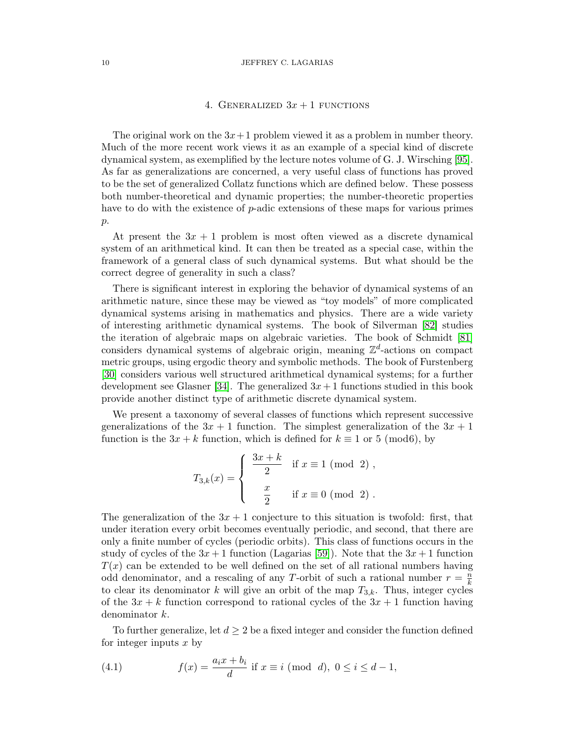## 4. Generalized $3x + 1$ functions

The original work on the $3x+1$ problem viewed it as a problem in number theory. Much of the more recent work views it as an example of a special kind of discrete dynamical system, as exemplified by the lecture notes volume of G. J. Wirsching [95]. As far as generalizations are concerned, a very useful class of functions has proved to be the set of generalized Collatz functions which are defined below. These possess both number-theoretical and dynamic properties; the number-theoretic properties have to do with the existence of $p$-adic extensions of these maps for various primes $p$.

At present the $3x + 1$ problem is most often viewed as a discrete dynamical system of an arithmetical kind. It can then be treated as a special case, within the framework of a general class of such dynamical systems. But what should be the correct degree of generality in such a class?

There is significant interest in exploring the behavior of dynamical systems of an arithmetic nature, since these may be viewed as "toy models" of more complicated dynamical systems arising in mathematics and physics. There are a wide variety of interesting arithmetic dynamical systems. The book of Silverman [82] studies the iteration of algebraic maps on algebraic varieties. The book of Schmidt [81] considers dynamical systems of algebraic origin, meaning $\mathbb{Z}^d$-actions on compact metric groups, using ergodic theory and symbolic methods. The book of Furstenberg [30] considers various well structured arithmetical dynamical systems; for a further development see Glasner [34]. The generalized $3x+1$ functions studied in this book provide another distinct type of arithmetic discrete dynamical system.

We present a taxonomy of several classes of functions which represent successive generalizations of the $3x + 1$ function. The simplest generalization of the $3x + 1$ function is the $3x + k$ function, which is defined for $k \equiv 1$ or $5 \pmod 6$, by

$$T_{3,k}(x) = \begin{cases} \dfrac{3x+k}{2} & \text{if } x \equiv 1 \pmod{2}\ , \\[2ex] \dfrac{x}{2} & \text{if } x \equiv 0 \pmod{2}\ . \end{cases}$$

The generalization of the $3x + 1$ conjecture to this situation is twofold: first, that under iteration every orbit becomes eventually periodic, and second, that there are only a finite number of cycles (periodic orbits). This class of functions occurs in the study of cycles of the $3x + 1$ function (Lagarias [59]). Note that the $3x + 1$ function $T(x)$ can be extended to be well defined on the set of all rational numbers having odd denominator, and a rescaling of any $T$-orbit of such a rational number $r = \frac{n}{k}$ to clear its denominator $k$ will give an orbit of the map $T_{3,k}$. Thus, integer cycles of the $3x + k$ function correspond to rational cycles of the $3x + 1$ function having denominator $k$.

To further generalize, let $d \geq 2$ be a fixed integer and consider the function defined for integer inputs $x$ by

$$f(x) = \frac{a_i x + b_i}{d} \text{ if } x \equiv i \pmod{d},\ 0 \leq i \leq d-1, \tag{4.1}$$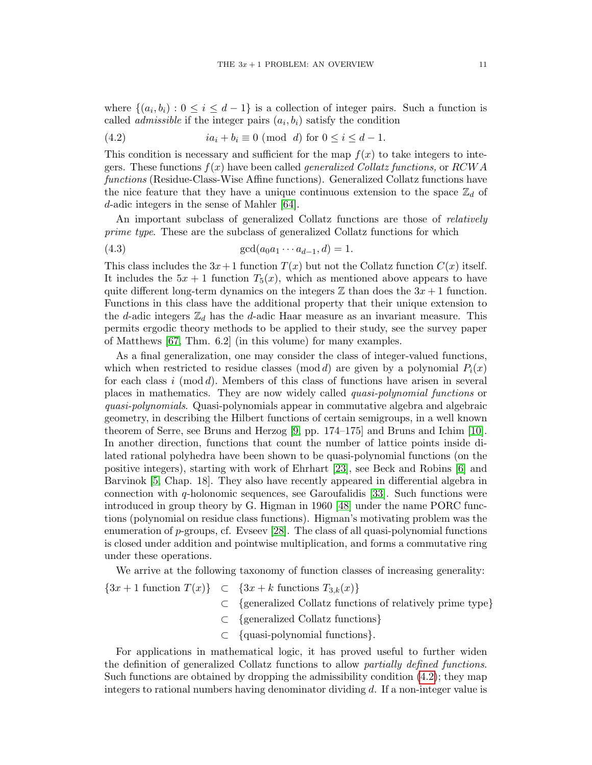where $\{(a_i, b_i) : 0 \le i \le d-1\}$ is a collection of integer pairs. Such a function is called *admissible* if the integer pairs $(a_i, b_i)$ satisfy the condition

$$ia_i + b_i \equiv 0 \pmod{d} \text{ for } 0 \le i \le d-1. \tag{4.2}$$

This condition is necessary and sufficient for the map $f(x)$ to take integers to integers. These functions $f(x)$ have been called *generalized Collatz functions,* or *RCWA functions* (Residue-Class-Wise Affine functions). Generalized Collatz functions have the nice feature that they have a unique continuous extension to the space $\mathbb{Z}_d$ of $d$-adic integers in the sense of Mahler [64].

An important subclass of generalized Collatz functions are those of *relatively prime type*. These are the subclass of generalized Collatz functions for which

$$\gcd(a_0 a_1 \cdots a_{d-1}, d) = 1. \tag{4.3}$$

This class includes the $3x+1$ function $T(x)$ but not the Collatz function $C(x)$ itself. It includes the $5x+1$ function $T_5(x)$, which as mentioned above appears to have quite different long-term dynamics on the integers $\mathbb{Z}$ than does the $3x+1$ function. Functions in this class have the additional property that their unique extension to the $d$-adic integers $\mathbb{Z}_d$ has the $d$-adic Haar measure as an invariant measure. This permits ergodic theory methods to be applied to their study, see the survey paper of Matthews [67, Thm. 6.2] (in this volume) for many examples.

As a final generalization, one may consider the class of integer-valued functions, which when restricted to residue classes $(\bmod\, d)$ are given by a polynomial $P_i(x)$ for each class $i \pmod{d}$. Members of this class of functions have arisen in several places in mathematics. They are now widely called *quasi-polynomial functions* or *quasi-polynomials*. Quasi-polynomials appear in commutative algebra and algebraic geometry, in describing the Hilbert functions of certain semigroups, in a well known theorem of Serre, see Bruns and Herzog [9, pp. 174–175] and Bruns and Ichim [10]. In another direction, functions that count the number of lattice points inside dilated rational polyhedra have been shown to be quasi-polynomial functions (on the positive integers), starting with work of Ehrhart [23], see Beck and Robins [6] and Barvinok [5, Chap. 18]. They also have recently appeared in differential algebra in connection with $q$-holonomic sequences, see Garoufalidis [33]. Such functions were introduced in group theory by G. Higman in 1960 [48] under the name PORC functions (polynomial on residue class functions). Higman's motivating problem was the enumeration of $p$-groups, cf. Evseev [28]. The class of all quasi-polynomial functions is closed under addition and pointwise multiplication, and forms a commutative ring under these operations.

We arrive at the following taxonomy of function classes of increasing generality:

$$\begin{aligned}
\{3x+1 \text{ function } T(x)\} \quad &\subset \quad \{3x+k \text{ functions } T_{3,k}(x)\} \\
&\subset \quad \{\text{generalized Collatz functions of relatively prime type}\} \\
&\subset \quad \{\text{generalized Collatz functions}\} \\
&\subset \quad \{\text{quasi-polynomial functions}\}.
\end{aligned}$$

For applications in mathematical logic, it has proved useful to further widen the definition of generalized Collatz functions to allow *partially defined functions*. Such functions are obtained by dropping the admissibility condition (4.2); they map integers to rational numbers having denominator dividing $d$. If a non-integer value is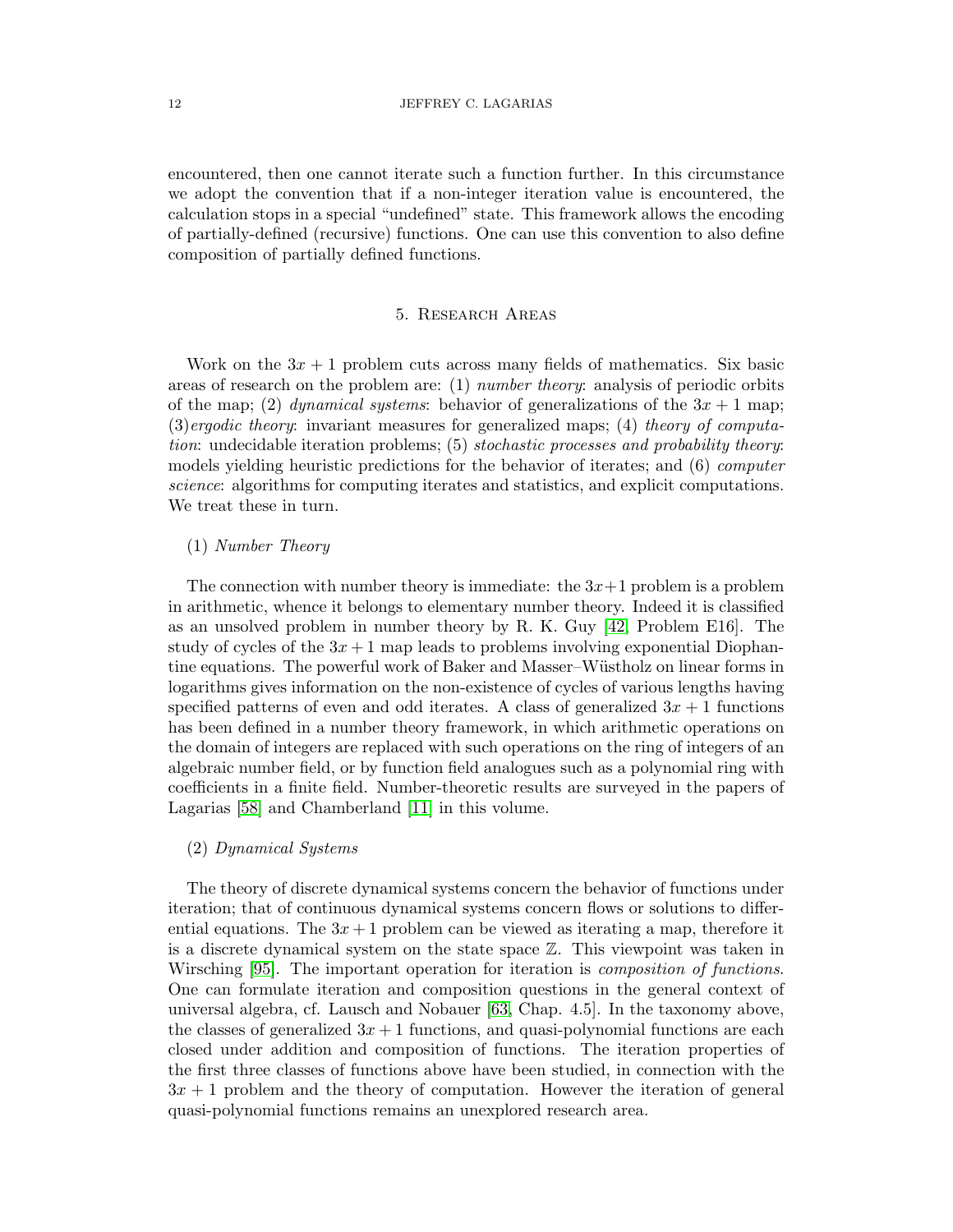encountered, then one cannot iterate such a function further. In this circumstance we adopt the convention that if a non-integer iteration value is encountered, the calculation stops in a special "undefined" state. This framework allows the encoding of partially-defined (recursive) functions. One can use this convention to also define composition of partially defined functions.

## 5. Research Areas

Work on the $3x + 1$ problem cuts across many fields of mathematics. Six basic areas of research on the problem are: (1) *number theory*: analysis of periodic orbits of the map; (2) *dynamical systems*: behavior of generalizations of the $3x + 1$ map; (3)*ergodic theory*: invariant measures for generalized maps; (4) *theory of computation*: undecidable iteration problems; (5) *stochastic processes and probability theory*: models yielding heuristic predictions for the behavior of iterates; and (6) *computer science*: algorithms for computing iterates and statistics, and explicit computations. We treat these in turn.

(1) *Number Theory*

The connection with number theory is immediate: the $3x+1$ problem is a problem in arithmetic, whence it belongs to elementary number theory. Indeed it is classified as an unsolved problem in number theory by R. K. Guy [42, Problem E16]. The study of cycles of the $3x + 1$ map leads to problems involving exponential Diophantine equations. The powerful work of Baker and Masser–Wüstholz on linear forms in logarithms gives information on the non-existence of cycles of various lengths having specified patterns of even and odd iterates. A class of generalized $3x + 1$ functions has been defined in a number theory framework, in which arithmetic operations on the domain of integers are replaced with such operations on the ring of integers of an algebraic number field, or by function field analogues such as a polynomial ring with coefficients in a finite field. Number-theoretic results are surveyed in the papers of Lagarias [58] and Chamberland [11] in this volume.

(2) *Dynamical Systems*

The theory of discrete dynamical systems concern the behavior of functions under iteration; that of continuous dynamical systems concern flows or solutions to differential equations. The $3x + 1$ problem can be viewed as iterating a map, therefore it is a discrete dynamical system on the state space $\mathbb{Z}$. This viewpoint was taken in Wirsching [95]. The important operation for iteration is *composition of functions*. One can formulate iteration and composition questions in the general context of universal algebra, cf. Lausch and Nobauer [63, Chap. 4.5]. In the taxonomy above, the classes of generalized $3x + 1$ functions, and quasi-polynomial functions are each closed under addition and composition of functions. The iteration properties of the first three classes of functions above have been studied, in connection with the $3x + 1$ problem and the theory of computation. However the iteration of general quasi-polynomial functions remains an unexplored research area.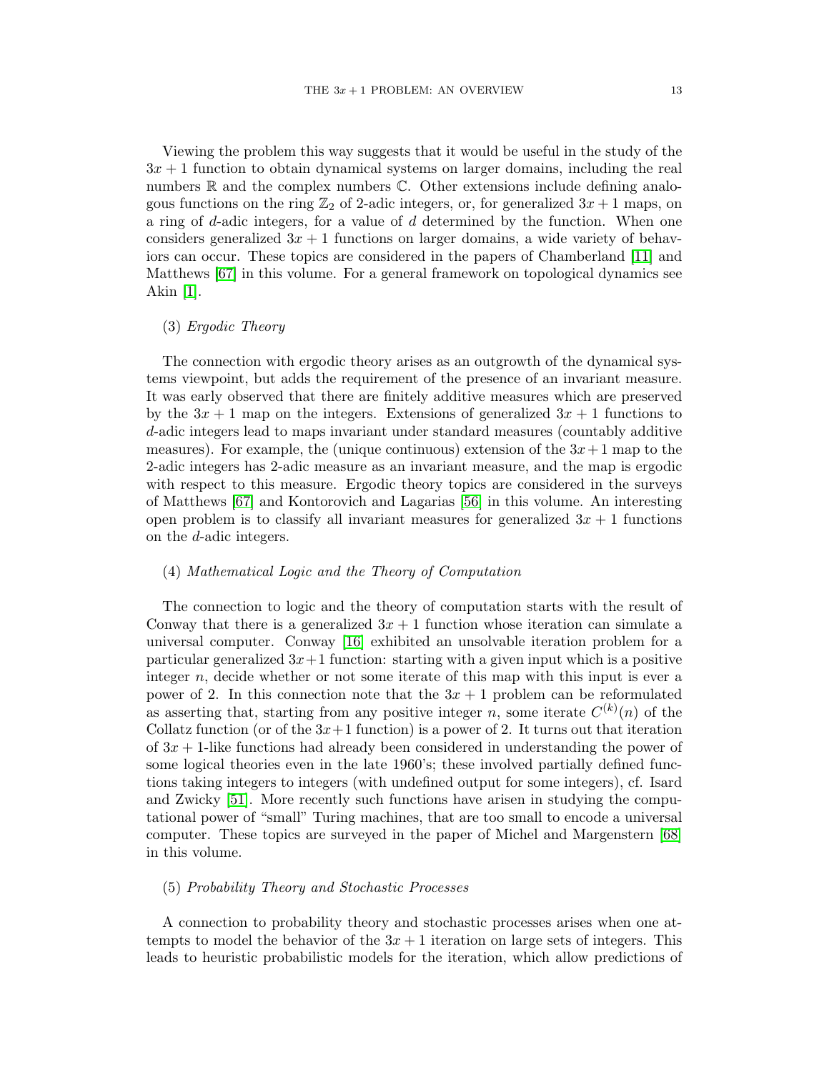Viewing the problem this way suggests that it would be useful in the study of the $3x + 1$ function to obtain dynamical systems on larger domains, including the real numbers $\mathbb{R}$ and the complex numbers $\mathbb{C}$. Other extensions include defining analogous functions on the ring $\mathbb{Z}_2$ of 2-adic integers, or, for generalized $3x + 1$ maps, on a ring of $d$-adic integers, for a value of $d$ determined by the function. When one considers generalized $3x + 1$ functions on larger domains, a wide variety of behaviors can occur. These topics are considered in the papers of Chamberland [11] and Matthews [67] in this volume. For a general framework on topological dynamics see Akin [1].

(3) *Ergodic Theory*

The connection with ergodic theory arises as an outgrowth of the dynamical systems viewpoint, but adds the requirement of the presence of an invariant measure. It was early observed that there are finitely additive measures which are preserved by the $3x + 1$ map on the integers. Extensions of generalized $3x + 1$ functions to $d$-adic integers lead to maps invariant under standard measures (countably additive measures). For example, the (unique continuous) extension of the $3x+1$ map to the 2-adic integers has 2-adic measure as an invariant measure, and the map is ergodic with respect to this measure. Ergodic theory topics are considered in the surveys of Matthews [67] and Kontorovich and Lagarias [56] in this volume. An interesting open problem is to classify all invariant measures for generalized $3x + 1$ functions on the $d$-adic integers.

(4) *Mathematical Logic and the Theory of Computation*

The connection to logic and the theory of computation starts with the result of Conway that there is a generalized $3x + 1$ function whose iteration can simulate a universal computer. Conway [16] exhibited an unsolvable iteration problem for a particular generalized $3x+1$ function: starting with a given input which is a positive integer $n$, decide whether or not some iterate of this map with this input is ever a power of 2. In this connection note that the $3x + 1$ problem can be reformulated as asserting that, starting from any positive integer $n$, some iterate $C^{(k)}(n)$ of the Collatz function (or of the $3x+1$ function) is a power of 2. It turns out that iteration of $3x + 1$-like functions had already been considered in understanding the power of some logical theories even in the late 1960's; these involved partially defined functions taking integers to integers (with undefined output for some integers), cf. Isard and Zwicky [51]. More recently such functions have arisen in studying the computational power of "small" Turing machines, that are too small to encode a universal computer. These topics are surveyed in the paper of Michel and Margenstern [68] in this volume.

(5) *Probability Theory and Stochastic Processes*

A connection to probability theory and stochastic processes arises when one attempts to model the behavior of the $3x + 1$ iteration on large sets of integers. This leads to heuristic probabilistic models for the iteration, which allow predictions of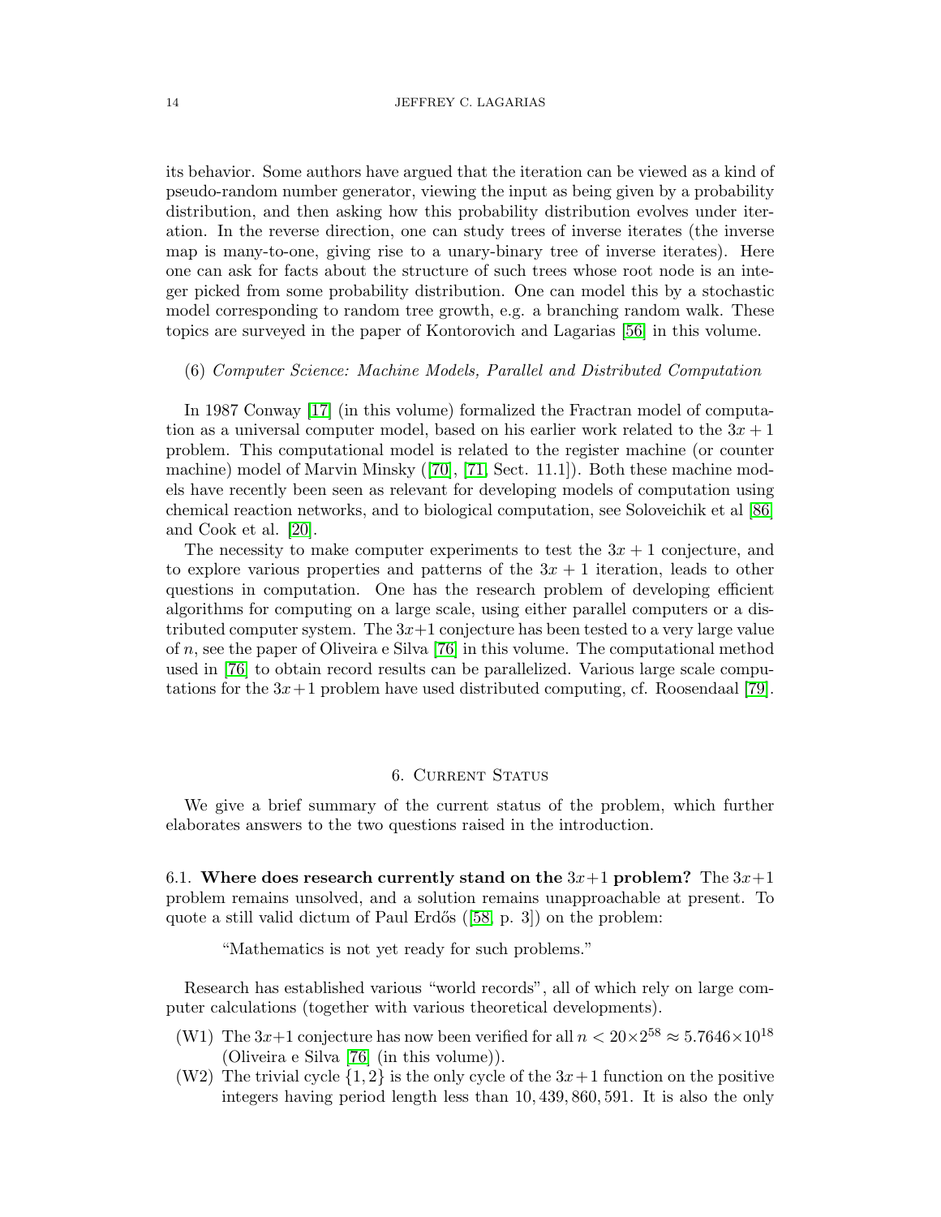its behavior. Some authors have argued that the iteration can be viewed as a kind of pseudo-random number generator, viewing the input as being given by a probability distribution, and then asking how this probability distribution evolves under iteration. In the reverse direction, one can study trees of inverse iterates (the inverse map is many-to-one, giving rise to a unary-binary tree of inverse iterates). Here one can ask for facts about the structure of such trees whose root node is an integer picked from some probability distribution. One can model this by a stochastic model corresponding to random tree growth, e.g. a branching random walk. These topics are surveyed in the paper of Kontorovich and Lagarias [56] in this volume.

(6) *Computer Science: Machine Models, Parallel and Distributed Computation*

In 1987 Conway [17] (in this volume) formalized the Fractran model of computation as a universal computer model, based on his earlier work related to the $3x+1$ problem. This computational model is related to the register machine (or counter machine) model of Marvin Minsky ([70], [71, Sect. 11.1]). Both these machine models have recently been seen as relevant for developing models of computation using chemical reaction networks, and to biological computation, see Soloveichik et al [86] and Cook et al. [20].

The necessity to make computer experiments to test the $3x+1$ conjecture, and to explore various properties and patterns of the $3x+1$ iteration, leads to other questions in computation. One has the research problem of developing efficient algorithms for computing on a large scale, using either parallel computers or a distributed computer system. The $3x+1$ conjecture has been tested to a very large value of $n$, see the paper of Oliveira e Silva [76] in this volume. The computational method used in [76] to obtain record results can be parallelized. Various large scale computations for the $3x+1$ problem have used distributed computing, cf. Roosendaal [79].

## 6. Current Status

We give a brief summary of the current status of the problem, which further elaborates answers to the two questions raised in the introduction.

6.1. **Where does research currently stand on the $3x+1$ problem?** The $3x+1$ problem remains unsolved, and a solution remains unapproachable at present. To quote a still valid dictum of Paul Erdős ([58, p. 3]) on the problem:

> "Mathematics is not yet ready for such problems."

Research has established various "world records", all of which rely on large computer calculations (together with various theoretical developments).

- (W1) The $3x+1$ conjecture has now been verified for all $n < 20 \times 2^{58} \approx 5.7646 \times 10^{18}$ (Oliveira e Silva [76] (in this volume)).
- (W2) The trivial cycle $\{1, 2\}$ is the only cycle of the $3x+1$ function on the positive integers having period length less than $10,439,860,591$. It is also the only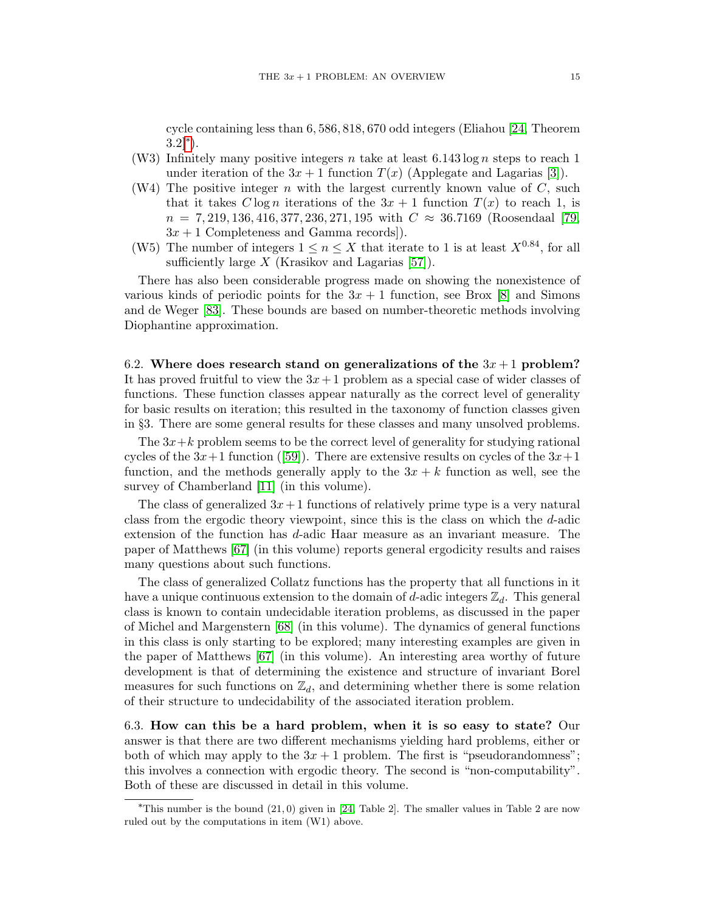cycle containing less than 6,586,818,670 odd integers (Eliahou [24, Theorem 3.2][*]).

- (W3) Infinitely many positive integers $n$ take at least $6.143 \log n$ steps to reach 1 under iteration of the $3x+1$ function $T(x)$ (Applegate and Lagarias [3]).
- (W4) The positive integer $n$ with the largest currently known value of $C$, such that it takes $C \log n$ iterations of the $3x+1$ function $T(x)$ to reach 1, is $n = 7,219,136,416,377,236,271,195$ with $C \approx 36.7169$ (Roosendaal [79, $3x+1$ Completeness and Gamma records]).
- (W5) The number of integers $1 \leq n \leq X$ that iterate to 1 is at least $X^{0.84}$, for all sufficiently large $X$ (Krasikov and Lagarias [57]).

There has also been considerable progress made on showing the nonexistence of various kinds of periodic points for the $3x+1$ function, see Brox [8] and Simons and de Weger [83]. These bounds are based on number-theoretic methods involving Diophantine approximation.

**6.2. Where does research stand on generalizations of the $3x+1$ problem?** It has proved fruitful to view the $3x+1$ problem as a special case of wider classes of functions. These function classes appear naturally as the correct level of generality for basic results on iteration; this resulted in the taxonomy of function classes given in §3. There are some general results for these classes and many unsolved problems.

The $3x+k$ problem seems to be the correct level of generality for studying rational cycles of the $3x+1$ function ([59]). There are extensive results on cycles of the $3x+1$ function, and the methods generally apply to the $3x+k$ function as well, see the survey of Chamberland [11] (in this volume).

The class of generalized $3x+1$ functions of relatively prime type is a very natural class from the ergodic theory viewpoint, since this is the class on which the $d$-adic extension of the function has $d$-adic Haar measure as an invariant measure. The paper of Matthews [67] (in this volume) reports general ergodicity results and raises many questions about such functions.

The class of generalized Collatz functions has the property that all functions in it have a unique continuous extension to the domain of $d$-adic integers $\mathbb{Z}_d$. This general class is known to contain undecidable iteration problems, as discussed in the paper of Michel and Margenstern [68] (in this volume). The dynamics of general functions in this class is only starting to be explored; many interesting examples are given in the paper of Matthews [67] (in this volume). An interesting area worthy of future development is that of determining the existence and structure of invariant Borel measures for such functions on $\mathbb{Z}_d$, and determining whether there is some relation of their structure to undecidability of the associated iteration problem.

**6.3. How can this be a hard problem, when it is so easy to state?** Our answer is that there are two different mechanisms yielding hard problems, either or both of which may apply to the $3x+1$ problem. The first is "pseudorandomness"; this involves a connection with ergodic theory. The second is "non-computability". Both of these are discussed in detail in this volume.

[*] This number is the bound $(21,0)$ given in [24, Table 2]. The smaller values in Table 2 are now ruled out by the computations in item (W1) above.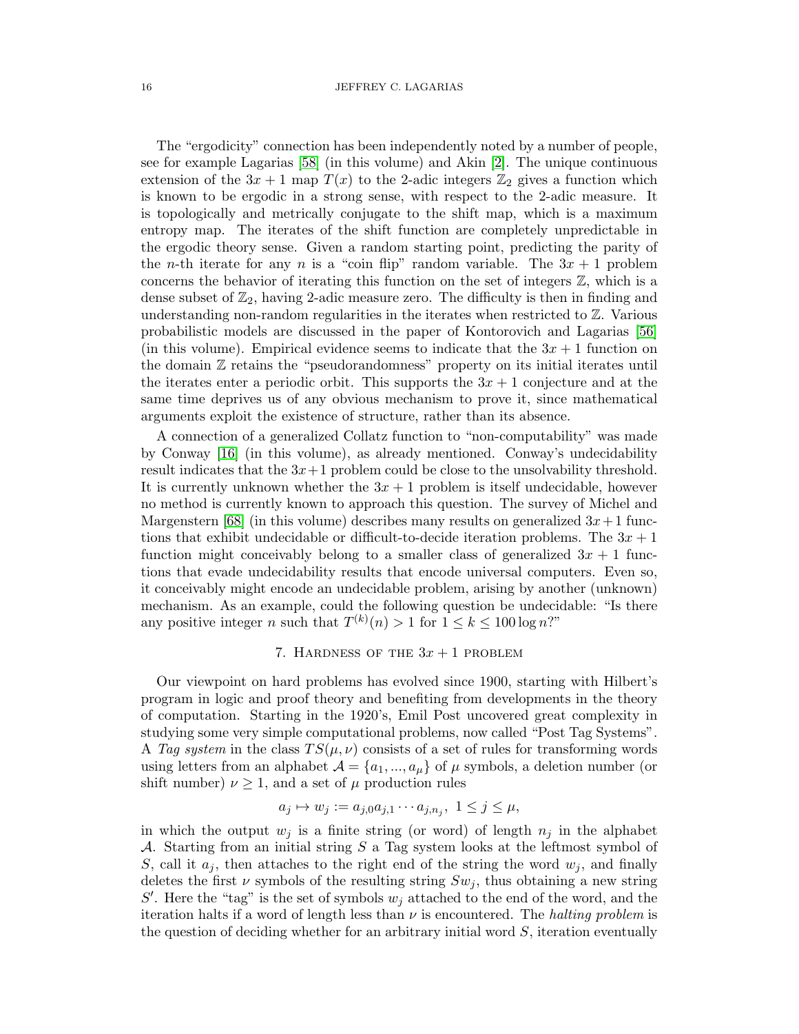The "ergodicity" connection has been independently noted by a number of people, see for example Lagarias [58] (in this volume) and Akin [2]. The unique continuous extension of the $3x + 1$ map $T(x)$ to the 2-adic integers $\mathbb{Z}_2$ gives a function which is known to be ergodic in a strong sense, with respect to the 2-adic measure. It is topologically and metrically conjugate to the shift map, which is a maximum entropy map. The iterates of the shift function are completely unpredictable in the ergodic theory sense. Given a random starting point, predicting the parity of the $n$-th iterate for any $n$ is a "coin flip" random variable. The $3x + 1$ problem concerns the behavior of iterating this function on the set of integers $\mathbb{Z}$, which is a dense subset of $\mathbb{Z}_2$, having 2-adic measure zero. The difficulty is then in finding and understanding non-random regularities in the iterates when restricted to $\mathbb{Z}$. Various probabilistic models are discussed in the paper of Kontorovich and Lagarias [56] (in this volume). Empirical evidence seems to indicate that the $3x + 1$ function on the domain $\mathbb{Z}$ retains the "pseudorandomness" property on its initial iterates until the iterates enter a periodic orbit. This supports the $3x + 1$ conjecture and at the same time deprives us of any obvious mechanism to prove it, since mathematical arguments exploit the existence of structure, rather than its absence.

A connection of a generalized Collatz function to "non-computability" was made by Conway [16] (in this volume), as already mentioned. Conway's undecidability result indicates that the $3x+1$ problem could be close to the unsolvability threshold. It is currently unknown whether the $3x + 1$ problem is itself undecidable, however no method is currently known to approach this question. The survey of Michel and Margenstern [68] (in this volume) describes many results on generalized $3x+1$ functions that exhibit undecidable or difficult-to-decide iteration problems. The $3x + 1$ function might conceivably belong to a smaller class of generalized $3x + 1$ functions that evade undecidability results that encode universal computers. Even so, it conceivably might encode an undecidable problem, arising by another (unknown) mechanism. As an example, could the following question be undecidable: "Is there any positive integer $n$ such that $T^{(k)}(n) > 1$ for $1 \leq k \leq 100 \log n$?"

## 7. Hardness of the $3x + 1$ problem

Our viewpoint on hard problems has evolved since 1900, starting with Hilbert's program in logic and proof theory and benefiting from developments in the theory of computation. Starting in the 1920's, Emil Post uncovered great complexity in studying some very simple computational problems, now called "Post Tag Systems". A *Tag system* in the class $TS(\mu, \nu)$ consists of a set of rules for transforming words using letters from an alphabet $\mathcal{A} = \{a_1, ..., a_\mu\}$ of $\mu$ symbols, a deletion number (or shift number) $\nu \geq 1$, and a set of $\mu$ production rules

$$a_j \mapsto w_j := a_{j,0}a_{j,1} \cdots a_{j,n_j}, \ 1 \leq j \leq \mu,$$

in which the output $w_j$ is a finite string (or word) of length $n_j$ in the alphabet $\mathcal{A}$. Starting from an initial string $S$ a Tag system looks at the leftmost symbol of $S$, call it $a_j$, then attaches to the right end of the string the word $w_j$, and finally deletes the first $\nu$ symbols of the resulting string $Sw_j$, thus obtaining a new string $S'$. Here the "tag" is the set of symbols $w_j$ attached to the end of the word, and the iteration halts if a word of length less than $\nu$ is encountered. The *halting problem* is the question of deciding whether for an arbitrary initial word $S$, iteration eventually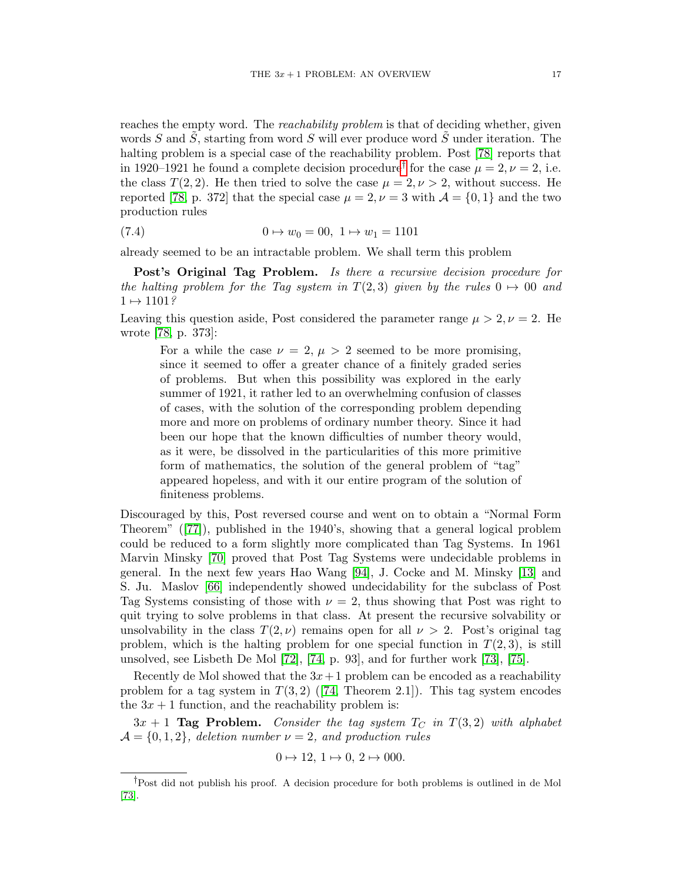reaches the empty word. The *reachability problem* is that of deciding whether, given words $S$ and $\tilde{S}$, starting from word $S$ will ever produce word $\tilde{S}$ under iteration. The halting problem is a special case of the reachability problem. Post [78] reports that in 1920–1921 he found a complete decision procedure[†] for the case $\mu = 2, \nu = 2$, i.e. the class $T(2, 2)$. He then tried to solve the case $\mu = 2, \nu > 2$, without success. He reported [78, p. 372] that the special case $\mu = 2, \nu = 3$ with $\mathcal{A} = \{0, 1\}$ and the two production rules

$$0 \mapsto w_0 = 00, \; 1 \mapsto w_1 = 1101 \tag{7.4}$$

already seemed to be an intractable problem. We shall term this problem

**Post's Original Tag Problem.** *Is there a recursive decision procedure for the halting problem for the Tag system in $T(2, 3)$ given by the rules $0 \mapsto 00$ and $1 \mapsto 1101$?*

Leaving this question aside, Post considered the parameter range $\mu > 2, \nu = 2$. He wrote [78, p. 373]:

> For a while the case $\nu = 2$, $\mu > 2$ seemed to be more promising, since it seemed to offer a greater chance of a finitely graded series of problems. But when this possibility was explored in the early summer of 1921, it rather led to an overwhelming confusion of classes of cases, with the solution of the corresponding problem depending more and more on problems of ordinary number theory. Since it had been our hope that the known difficulties of number theory would, as it were, be dissolved in the particularities of this more primitive form of mathematics, the solution of the general problem of "tag" appeared hopeless, and with it our entire program of the solution of finiteness problems.

Discouraged by this, Post reversed course and went on to obtain a "Normal Form Theorem" ([77]), published in the 1940's, showing that a general logical problem could be reduced to a form slightly more complicated than Tag Systems. In 1961 Marvin Minsky [70] proved that Post Tag Systems were undecidable problems in general. In the next few years Hao Wang [94], J. Cocke and M. Minsky [13] and S. Ju. Maslov [66] independently showed undecidability for the subclass of Post Tag Systems consisting of those with $\nu = 2$, thus showing that Post was right to quit trying to solve problems in that class. At present the recursive solvability or unsolvability in the class $T(2, \nu)$ remains open for all $\nu > 2$. Post's original tag problem, which is the halting problem for one special function in $T(2, 3)$, is still unsolved, see Lisbeth De Mol [72], [74, p. 93], and for further work [73], [75].

Recently de Mol showed that the $3x + 1$ problem can be encoded as a reachability problem for a tag system in $T(3, 2)$ ([74, Theorem 2.1]). This tag system encodes the $3x + 1$ function, and the reachability problem is:

**$3x + 1$ Tag Problem.** *Consider the tag system $T_C$ in $T(3, 2)$ with alphabet $\mathcal{A} = \{0, 1, 2\}$, deletion number $\nu = 2$, and production rules*

$$0 \mapsto 12, \; 1 \mapsto 0, \; 2 \mapsto 000.$$

---

[†] Post did not publish his proof. A decision procedure for both problems is outlined in de Mol [73].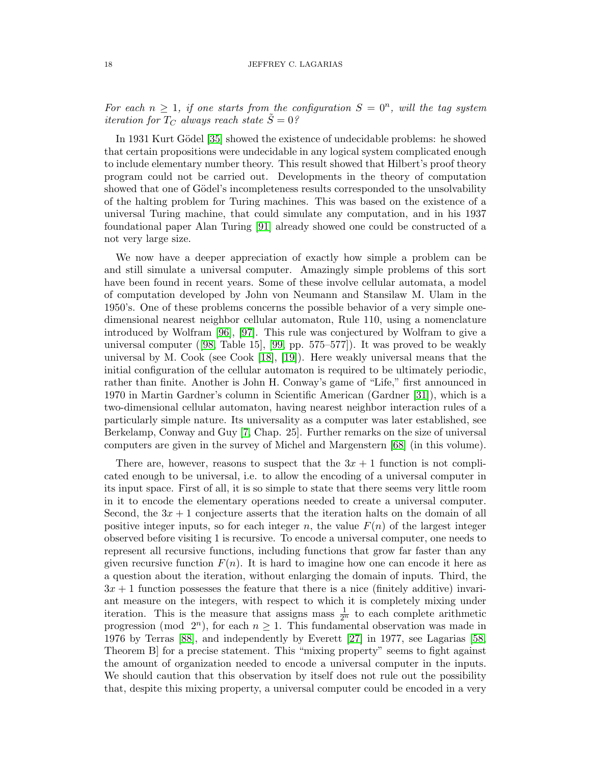*For each $n \geq 1$, if one starts from the configuration $S = 0^n$, will the tag system iteration for $T_C$ always reach state $\tilde{S} = 0$?*

In 1931 Kurt Gödel [35] showed the existence of undecidable problems: he showed that certain propositions were undecidable in any logical system complicated enough to include elementary number theory. This result showed that Hilbert's proof theory program could not be carried out. Developments in the theory of computation showed that one of Gödel's incompleteness results corresponded to the unsolvability of the halting problem for Turing machines. This was based on the existence of a universal Turing machine, that could simulate any computation, and in his 1937 foundational paper Alan Turing [91] already showed one could be constructed of a not very large size.

We now have a deeper appreciation of exactly how simple a problem can be and still simulate a universal computer. Amazingly simple problems of this sort have been found in recent years. Some of these involve cellular automata, a model of computation developed by John von Neumann and Stansilaw M. Ulam in the 1950's. One of these problems concerns the possible behavior of a very simple one-dimensional nearest neighbor cellular automaton, Rule 110, using a nomenclature introduced by Wolfram [96], [97]. This rule was conjectured by Wolfram to give a universal computer ([98, Table 15], [99, pp. 575–577]). It was proved to be weakly universal by M. Cook (see Cook [18], [19]). Here weakly universal means that the initial configuration of the cellular automaton is required to be ultimately periodic, rather than finite. Another is John H. Conway's game of "Life," first announced in 1970 in Martin Gardner's column in Scientific American (Gardner [31]), which is a two-dimensional cellular automaton, having nearest neighbor interaction rules of a particularly simple nature. Its universality as a computer was later established, see Berkelamp, Conway and Guy [7, Chap. 25]. Further remarks on the size of universal computers are given in the survey of Michel and Margenstern [68] (in this volume).

There are, however, reasons to suspect that the $3x + 1$ function is not complicated enough to be universal, i.e. to allow the encoding of a universal computer in its input space. First of all, it is so simple to state that there seems very little room in it to encode the elementary operations needed to create a universal computer. Second, the $3x + 1$ conjecture asserts that the iteration halts on the domain of all positive integer inputs, so for each integer $n$, the value $F(n)$ of the largest integer observed before visiting 1 is recursive. To encode a universal computer, one needs to represent all recursive functions, including functions that grow far faster than any given recursive function $F(n)$. It is hard to imagine how one can encode it here as a question about the iteration, without enlarging the domain of inputs. Third, the $3x + 1$ function possesses the feature that there is a nice (finitely additive) invariant measure on the integers, with respect to which it is completely mixing under iteration. This is the measure that assigns mass $\frac{1}{2^n}$ to each complete arithmetic progression (mod $2^n$), for each $n \geq 1$. This fundamental observation was made in 1976 by Terras [88], and independently by Everett [27] in 1977, see Lagarias [58, Theorem B] for a precise statement. This "mixing property" seems to fight against the amount of organization needed to encode a universal computer in the inputs. We should caution that this observation by itself does not rule out the possibility that, despite this mixing property, a universal computer could be encoded in a very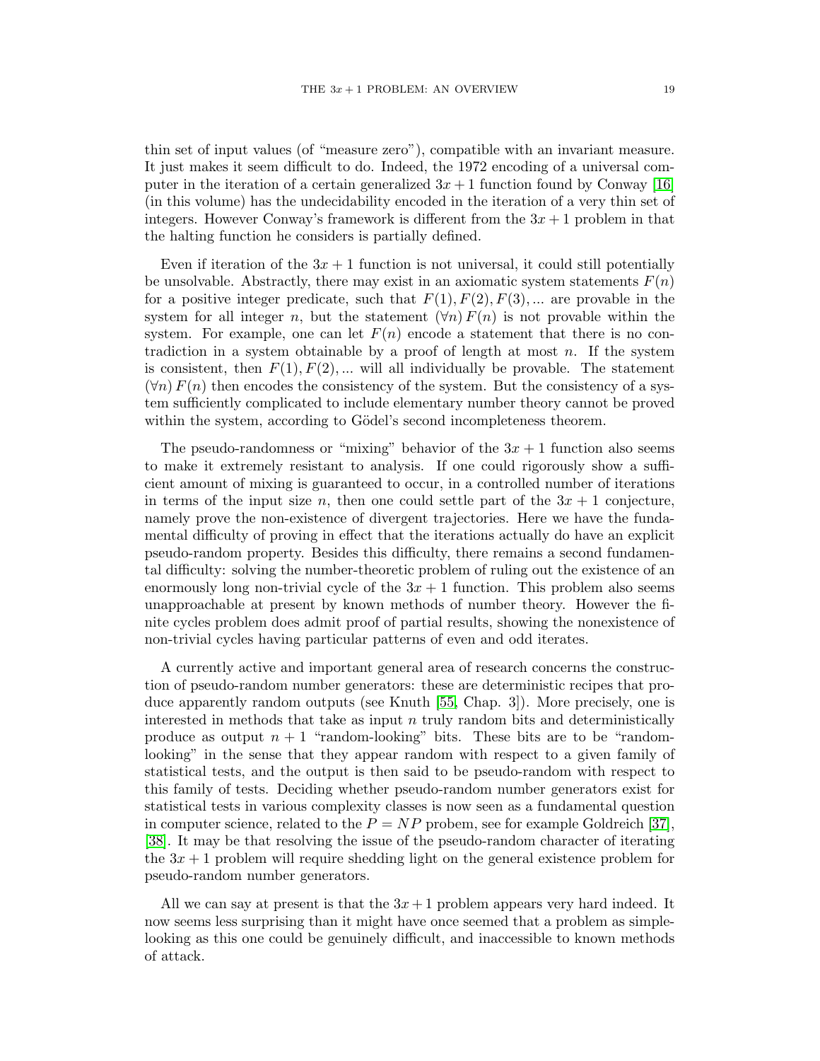thin set of input values (of "measure zero"), compatible with an invariant measure. It just makes it seem difficult to do. Indeed, the 1972 encoding of a universal computer in the iteration of a certain generalized $3x + 1$ function found by Conway [16] (in this volume) has the undecidability encoded in the iteration of a very thin set of integers. However Conway's framework is different from the $3x + 1$ problem in that the halting function he considers is partially defined.

Even if iteration of the $3x + 1$ function is not universal, it could still potentially be unsolvable. Abstractly, there may exist in an axiomatic system statements $F(n)$ for a positive integer predicate, such that $F(1), F(2), F(3), \ldots$ are provable in the system for all integer $n$, but the statement $(\forall n)\, F(n)$ is not provable within the system. For example, one can let $F(n)$ encode a statement that there is no contradiction in a system obtainable by a proof of length at most $n$. If the system is consistent, then $F(1), F(2), \ldots$ will all individually be provable. The statement $(\forall n)\, F(n)$ then encodes the consistency of the system. But the consistency of a system sufficiently complicated to include elementary number theory cannot be proved within the system, according to Gödel's second incompleteness theorem.

The pseudo-randomness or "mixing" behavior of the $3x + 1$ function also seems to make it extremely resistant to analysis. If one could rigorously show a sufficient amount of mixing is guaranteed to occur, in a controlled number of iterations in terms of the input size $n$, then one could settle part of the $3x + 1$ conjecture, namely prove the non-existence of divergent trajectories. Here we have the fundamental difficulty of proving in effect that the iterations actually do have an explicit pseudo-random property. Besides this difficulty, there remains a second fundamental difficulty: solving the number-theoretic problem of ruling out the existence of an enormously long non-trivial cycle of the $3x + 1$ function. This problem also seems unapproachable at present by known methods of number theory. However the finite cycles problem does admit proof of partial results, showing the nonexistence of non-trivial cycles having particular patterns of even and odd iterates.

A currently active and important general area of research concerns the construction of pseudo-random number generators: these are deterministic recipes that produce apparently random outputs (see Knuth [55, Chap. 3]). More precisely, one is interested in methods that take as input $n$ truly random bits and deterministically produce as output $n + 1$ "random-looking" bits. These bits are to be "random-looking" in the sense that they appear random with respect to a given family of statistical tests, and the output is then said to be pseudo-random with respect to this family of tests. Deciding whether pseudo-random number generators exist for statistical tests in various complexity classes is now seen as a fundamental question in computer science, related to the $P = NP$ probem, see for example Goldreich [37], [38]. It may be that resolving the issue of the pseudo-random character of iterating the $3x + 1$ problem will require shedding light on the general existence problem for pseudo-random number generators.

All we can say at present is that the $3x + 1$ problem appears very hard indeed. It now seems less surprising than it might have once seemed that a problem as simple-looking as this one could be genuinely difficult, and inaccessible to known methods of attack.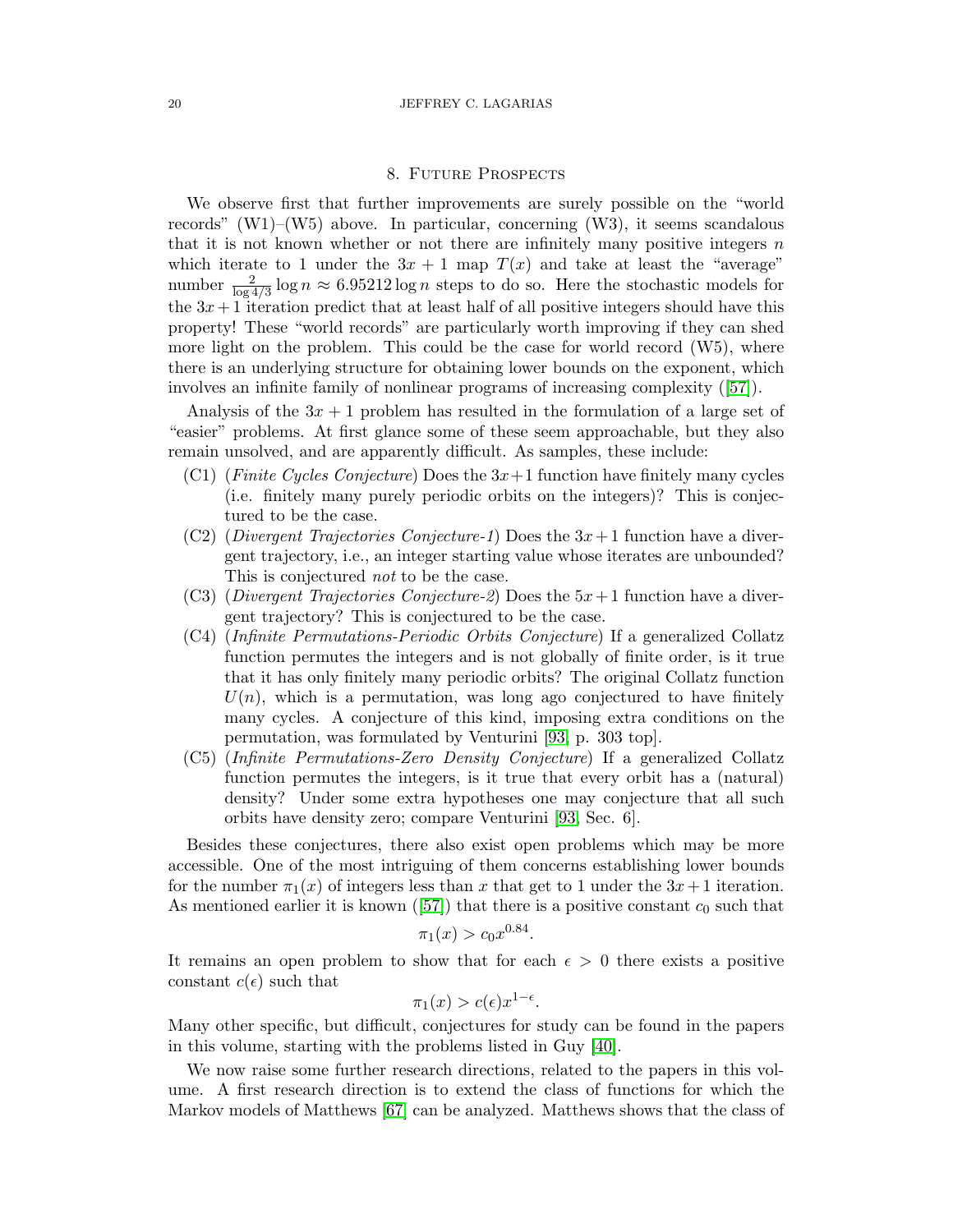## 8. Future Prospects

We observe first that further improvements are surely possible on the "world records" (W1)–(W5) above. In particular, concerning (W3), it seems scandalous that it is not known whether or not there are infinitely many positive integers $n$ which iterate to 1 under the $3x + 1$ map $T(x)$ and take at least the "average" number $\frac{2}{\log 4/3} \log n \approx 6.95212 \log n$ steps to do so. Here the stochastic models for the $3x + 1$ iteration predict that at least half of all positive integers should have this property! These "world records" are particularly worth improving if they can shed more light on the problem. This could be the case for world record (W5), where there is an underlying structure for obtaining lower bounds on the exponent, which involves an infinite family of nonlinear programs of increasing complexity ([57]).

Analysis of the $3x + 1$ problem has resulted in the formulation of a large set of "easier" problems. At first glance some of these seem approachable, but they also remain unsolved, and are apparently difficult. As samples, these include:

- (C1) (*Finite Cycles Conjecture*) Does the $3x+1$ function have finitely many cycles (i.e. finitely many purely periodic orbits on the integers)? This is conjectured to be the case.
- (C2) (*Divergent Trajectories Conjecture-1*) Does the $3x+1$ function have a divergent trajectory, i.e., an integer starting value whose iterates are unbounded? This is conjectured *not* to be the case.
- (C3) (*Divergent Trajectories Conjecture-2*) Does the $5x+1$ function have a divergent trajectory? This is conjectured to be the case.
- (C4) (*Infinite Permutations-Periodic Orbits Conjecture*) If a generalized Collatz function permutes the integers and is not globally of finite order, is it true that it has only finitely many periodic orbits? The original Collatz function $U(n)$, which is a permutation, was long ago conjectured to have finitely many cycles. A conjecture of this kind, imposing extra conditions on the permutation, was formulated by Venturini [93, p. 303 top].
- (C5) (*Infinite Permutations-Zero Density Conjecture*) If a generalized Collatz function permutes the integers, is it true that every orbit has a (natural) density? Under some extra hypotheses one may conjecture that all such orbits have density zero; compare Venturini [93, Sec. 6].

Besides these conjectures, there also exist open problems which may be more accessible. One of the most intriguing of them concerns establishing lower bounds for the number $\pi_1(x)$ of integers less than $x$ that get to 1 under the $3x + 1$ iteration. As mentioned earlier it is known ([57]) that there is a positive constant $c_0$ such that

$$\pi_1(x) > c_0 x^{0.84}.$$

It remains an open problem to show that for each $\epsilon > 0$ there exists a positive constant $c(\epsilon)$ such that

$$\pi_1(x) > c(\epsilon) x^{1-\epsilon}.$$

Many other specific, but difficult, conjectures for study can be found in the papers in this volume, starting with the problems listed in Guy [40].

We now raise some further research directions, related to the papers in this volume. A first research direction is to extend the class of functions for which the Markov models of Matthews [67] can be analyzed. Matthews shows that the class of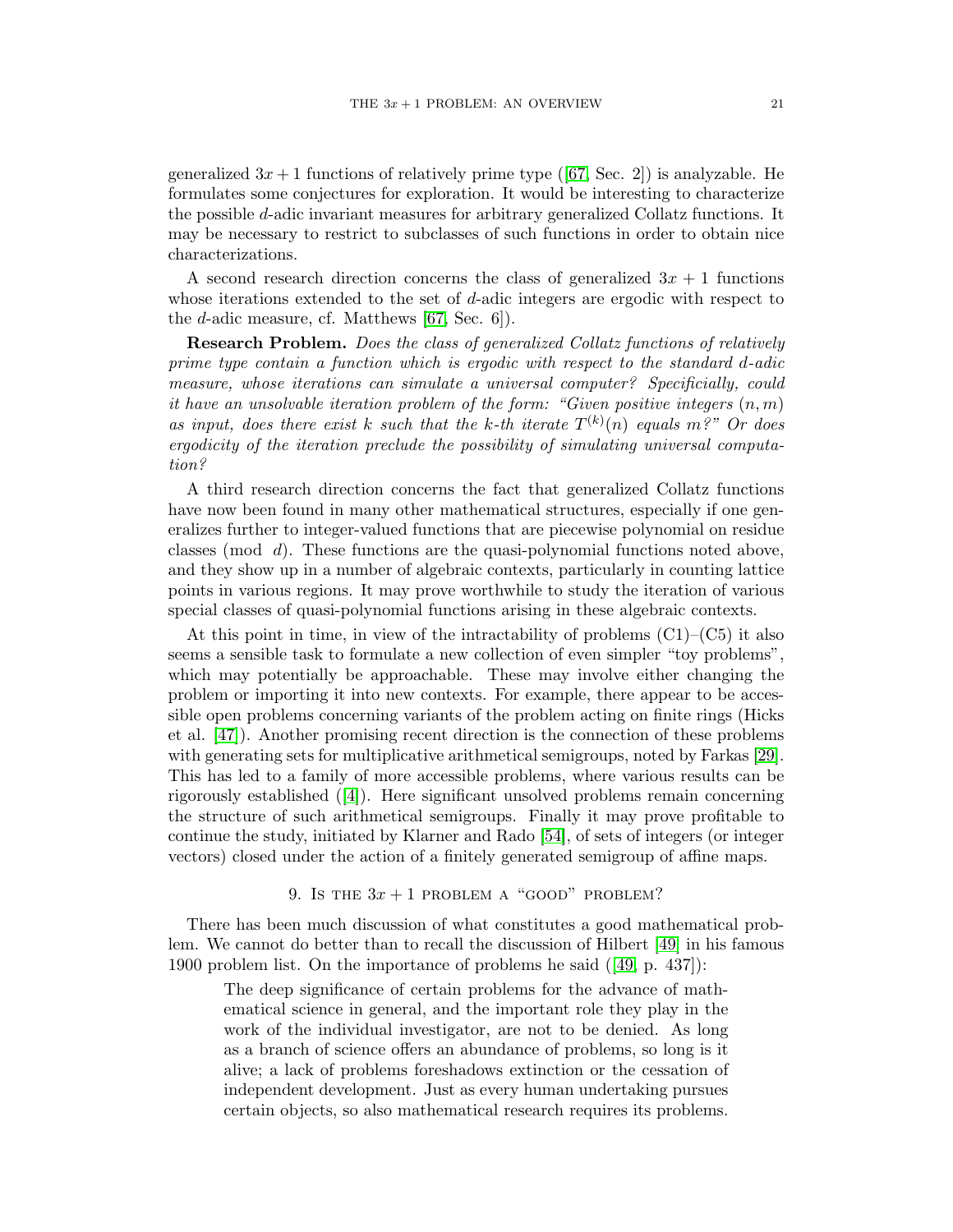generalized $3x + 1$ functions of relatively prime type ([67, Sec. 2]) is analyzable. He formulates some conjectures for exploration. It would be interesting to characterize the possible $d$-adic invariant measures for arbitrary generalized Collatz functions. It may be necessary to restrict to subclasses of such functions in order to obtain nice characterizations.

A second research direction concerns the class of generalized $3x + 1$ functions whose iterations extended to the set of $d$-adic integers are ergodic with respect to the $d$-adic measure, cf. Matthews [67, Sec. 6]).

**Research Problem.** *Does the class of generalized Collatz functions of relatively prime type contain a function which is ergodic with respect to the standard $d$-adic measure, whose iterations can simulate a universal computer? Specificially, could it have an unsolvable iteration problem of the form: "Given positive integers $(n, m)$ as input, does there exist $k$ such that the $k$-th iterate $T^{(k)}(n)$ equals $m$?" Or does ergodicity of the iteration preclude the possibility of simulating universal computation?*

A third research direction concerns the fact that generalized Collatz functions have now been found in many other mathematical structures, especially if one generalizes further to integer-valued functions that are piecewise polynomial on residue classes (mod $d$). These functions are the quasi-polynomial functions noted above, and they show up in a number of algebraic contexts, particularly in counting lattice points in various regions. It may prove worthwhile to study the iteration of various special classes of quasi-polynomial functions arising in these algebraic contexts.

At this point in time, in view of the intractability of problems (C1)–(C5) it also seems a sensible task to formulate a new collection of even simpler "toy problems", which may potentially be approachable. These may involve either changing the problem or importing it into new contexts. For example, there appear to be accessible open problems concerning variants of the problem acting on finite rings (Hicks et al. [47]). Another promising recent direction is the connection of these problems with generating sets for multiplicative arithmetical semigroups, noted by Farkas [29]. This has led to a family of more accessible problems, where various results can be rigorously established ([4]). Here significant unsolved problems remain concerning the structure of such arithmetical semigroups. Finally it may prove profitable to continue the study, initiated by Klarner and Rado [54], of sets of integers (or integer vectors) closed under the action of a finitely generated semigroup of affine maps.

## 9. Is the $3x + 1$ problem a "good" problem?

There has been much discussion of what constitutes a good mathematical problem. We cannot do better than to recall the discussion of Hilbert [49] in his famous 1900 problem list. On the importance of problems he said ([49, p. 437]):

> The deep significance of certain problems for the advance of mathematical science in general, and the important role they play in the work of the individual investigator, are not to be denied. As long as a branch of science offers an abundance of problems, so long is it alive; a lack of problems foreshadows extinction or the cessation of independent development. Just as every human undertaking pursues certain objects, so also mathematical research requires its problems.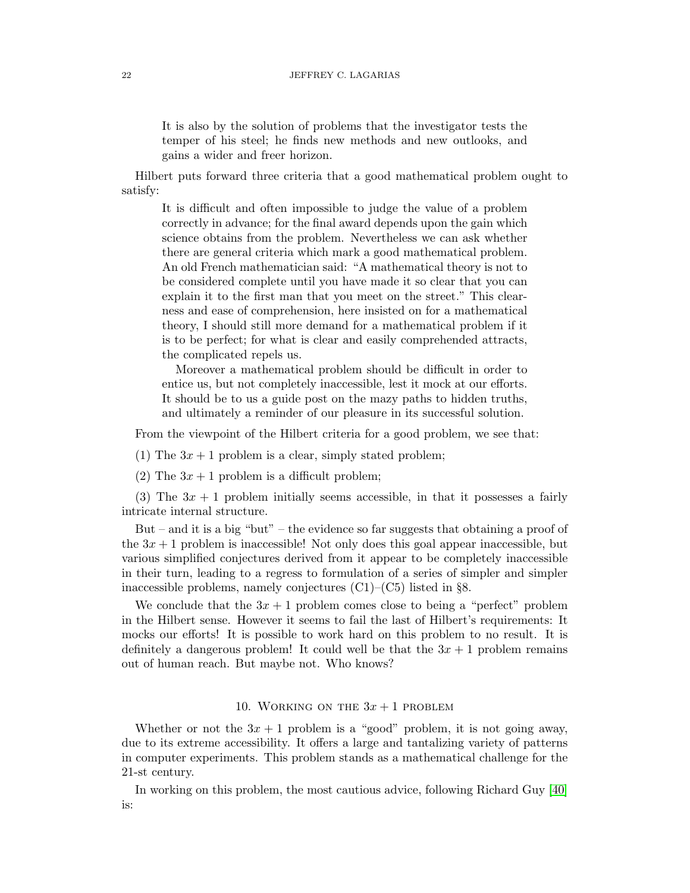> It is also by the solution of problems that the investigator tests the temper of his steel; he finds new methods and new outlooks, and gains a wider and freer horizon.

Hilbert puts forward three criteria that a good mathematical problem ought to satisfy:

> It is difficult and often impossible to judge the value of a problem correctly in advance; for the final award depends upon the gain which science obtains from the problem. Nevertheless we can ask whether there are general criteria which mark a good mathematical problem. An old French mathematician said: "A mathematical theory is not to be considered complete until you have made it so clear that you can explain it to the first man that you meet on the street." This clearness and ease of comprehension, here insisted on for a mathematical theory, I should still more demand for a mathematical problem if it is to be perfect; for what is clear and easily comprehended attracts, the complicated repels us.
>
> Moreover a mathematical problem should be difficult in order to entice us, but not completely inaccessible, lest it mock at our efforts. It should be to us a guide post on the mazy paths to hidden truths, and ultimately a reminder of our pleasure in its successful solution.

From the viewpoint of the Hilbert criteria for a good problem, we see that:

(1) The $3x + 1$ problem is a clear, simply stated problem;

(2) The $3x + 1$ problem is a difficult problem;

(3) The $3x + 1$ problem initially seems accessible, in that it possesses a fairly intricate internal structure.

But – and it is a big "but" – the evidence so far suggests that obtaining a proof of the $3x + 1$ problem is inaccessible! Not only does this goal appear inaccessible, but various simplified conjectures derived from it appear to be completely inaccessible in their turn, leading to a regress to formulation of a series of simpler and simpler inaccessible problems, namely conjectures (C1)–(C5) listed in §8.

We conclude that the $3x + 1$ problem comes close to being a "perfect" problem in the Hilbert sense. However it seems to fail the last of Hilbert's requirements: It mocks our efforts! It is possible to work hard on this problem to no result. It is definitely a dangerous problem! It could well be that the $3x + 1$ problem remains out of human reach. But maybe not. Who knows?

## 10. Working on the $3x + 1$ problem

Whether or not the $3x + 1$ problem is a "good" problem, it is not going away, due to its extreme accessibility. It offers a large and tantalizing variety of patterns in computer experiments. This problem stands as a mathematical challenge for the 21-st century.

In working on this problem, the most cautious advice, following Richard Guy [40] is: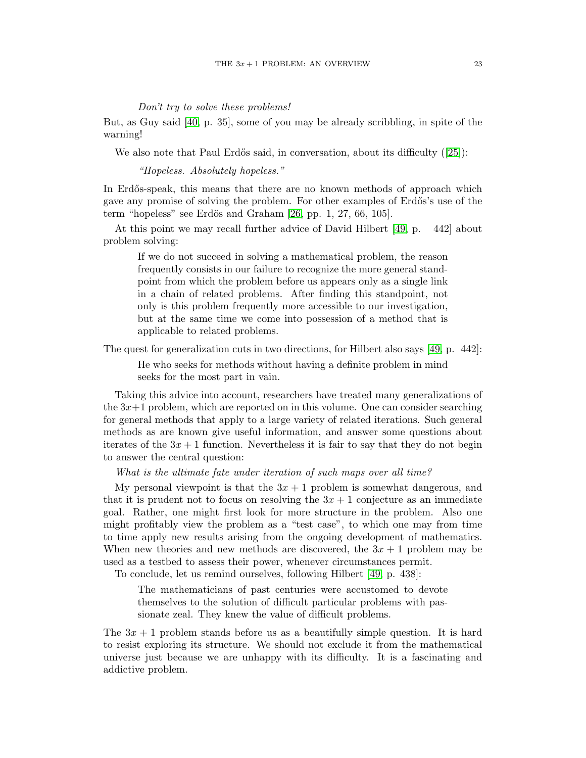*Don't try to solve these problems!*

But, as Guy said [40, p. 35], some of you may be already scribbling, in spite of the warning!

We also note that Paul Erdős said, in conversation, about its difficulty ([25]):

> *"Hopeless. Absolutely hopeless."*

In Erdős-speak, this means that there are no known methods of approach which gave any promise of solving the problem. For other examples of Erdős's use of the term "hopeless" see Erdös and Graham [26, pp. 1, 27, 66, 105].

At this point we may recall further advice of David Hilbert [49, p. 442] about problem solving:

> If we do not succeed in solving a mathematical problem, the reason frequently consists in our failure to recognize the more general standpoint from which the problem before us appears only as a single link in a chain of related problems. After finding this standpoint, not only is this problem frequently more accessible to our investigation, but at the same time we come into possession of a method that is applicable to related problems.

The quest for generalization cuts in two directions, for Hilbert also says [49, p. 442]:

> He who seeks for methods without having a definite problem in mind seeks for the most part in vain.

Taking this advice into account, researchers have treated many generalizations of the $3x+1$ problem, which are reported on in this volume. One can consider searching for general methods that apply to a large variety of related iterations. Such general methods as are known give useful information, and answer some questions about iterates of the $3x+1$ function. Nevertheless it is fair to say that they do not begin to answer the central question:

*What is the ultimate fate under iteration of such maps over all time?*

My personal viewpoint is that the $3x+1$ problem is somewhat dangerous, and that it is prudent not to focus on resolving the $3x+1$ conjecture as an immediate goal. Rather, one might first look for more structure in the problem. Also one might profitably view the problem as a "test case", to which one may from time to time apply new results arising from the ongoing development of mathematics. When new theories and new methods are discovered, the $3x+1$ problem may be used as a testbed to assess their power, whenever circumstances permit.

To conclude, let us remind ourselves, following Hilbert [49, p. 438]:

> The mathematicians of past centuries were accustomed to devote themselves to the solution of difficult particular problems with passionate zeal. They knew the value of difficult problems.

The $3x+1$ problem stands before us as a beautifully simple question. It is hard to resist exploring its structure. We should not exclude it from the mathematical universe just because we are unhappy with its difficulty. It is a fascinating and addictive problem.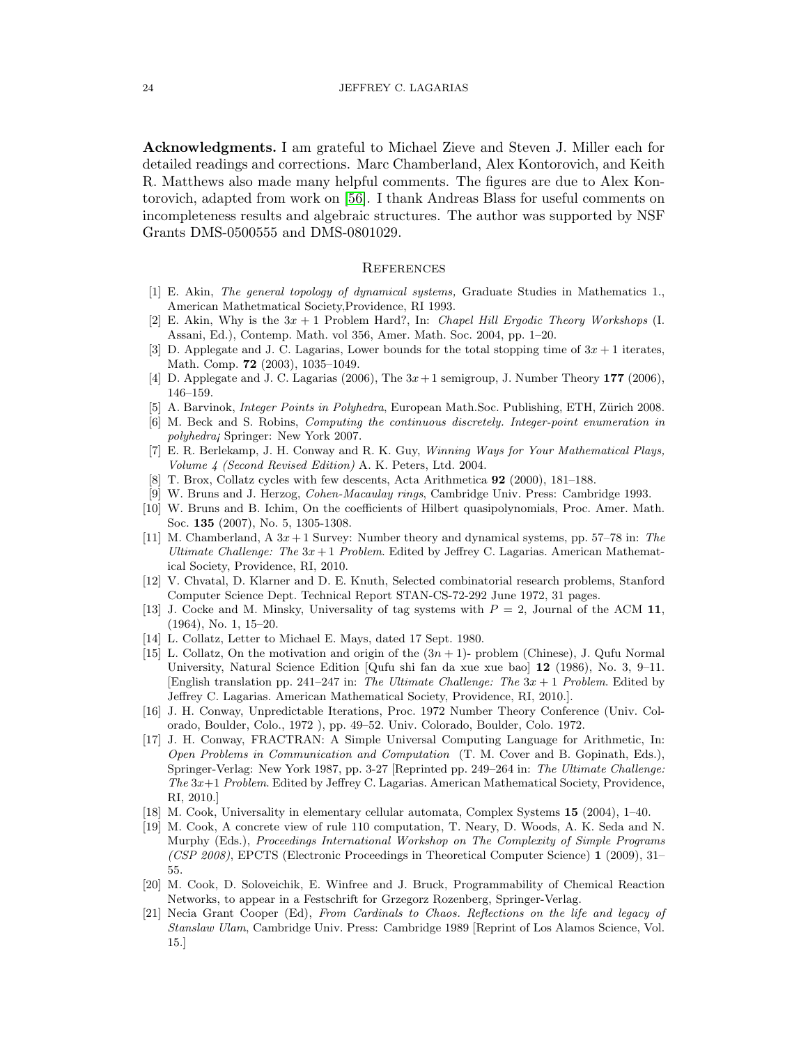**Acknowledgments.** I am grateful to Michael Zieve and Steven J. Miller each for detailed readings and corrections. Marc Chamberland, Alex Kontorovich, and Keith R. Matthews also made many helpful comments. The figures are due to Alex Kontorovich, adapted from work on [56]. I thank Andreas Blass for useful comments on incompleteness results and algebraic structures. The author was supported by NSF Grants DMS-0500555 and DMS-0801029.

## References

[1] E. Akin, *The general topology of dynamical systems,* Graduate Studies in Mathematics 1., American Mathetmatical Society,Providence, RI 1993.

[2] E. Akin, Why is the $3x + 1$ Problem Hard?, In: *Chapel Hill Ergodic Theory Workshops* (I. Assani, Ed.), Contemp. Math. vol 356, Amer. Math. Soc. 2004, pp. 1–20.

[3] D. Applegate and J. C. Lagarias, Lower bounds for the total stopping time of $3x + 1$ iterates, Math. Comp. **72** (2003), 1035–1049.

[4] D. Applegate and J. C. Lagarias (2006), The $3x+1$ semigroup, J. Number Theory **177** (2006), 146–159.

[5] A. Barvinok, *Integer Points in Polyhedra*, European Math.Soc. Publishing, ETH, Zürich 2008.

[6] M. Beck and S. Robins, *Computing the continuous discretely. Integer-point enumeration in polyhedra¡* Springer: New York 2007.

[7] E. R. Berlekamp, J. H. Conway and R. K. Guy, *Winning Ways for Your Mathematical Plays, Volume 4 (Second Revised Edition)* A. K. Peters, Ltd. 2004.

[8] T. Brox, Collatz cycles with few descents, Acta Arithmetica **92** (2000), 181–188.

[9] W. Bruns and J. Herzog, *Cohen-Macaulay rings*, Cambridge Univ. Press: Cambridge 1993.

[10] W. Bruns and B. Ichim, On the coefficients of Hilbert quasipolynomials, Proc. Amer. Math. Soc. **135** (2007), No. 5, 1305-1308.

[11] M. Chamberland, A $3x+1$ Survey: Number theory and dynamical systems, pp. 57–78 in: *The Ultimate Challenge: The $3x + 1$ Problem*. Edited by Jeffrey C. Lagarias. American Mathematical Society, Providence, RI, 2010.

[12] V. Chvatal, D. Klarner and D. E. Knuth, Selected combinatorial research problems, Stanford Computer Science Dept. Technical Report STAN-CS-72-292 June 1972, 31 pages.

[13] J. Cocke and M. Minsky, Universality of tag systems with $P = 2$, Journal of the ACM **11**, (1964), No. 1, 15–20.

[14] L. Collatz, Letter to Michael E. Mays, dated 17 Sept. 1980.

[15] L. Collatz, On the motivation and origin of the $(3n + 1)$- problem (Chinese), J. Qufu Normal University, Natural Science Edition [Qufu shi fan da xue xue bao] **12** (1986), No. 3, 9–11. [English translation pp. 241–247 in: *The Ultimate Challenge: The $3x + 1$ Problem*. Edited by Jeffrey C. Lagarias. American Mathematical Society, Providence, RI, 2010.].

[16] J. H. Conway, Unpredictable Iterations, Proc. 1972 Number Theory Conference (Univ. Colorado, Boulder, Colo., 1972 ), pp. 49–52. Univ. Colorado, Boulder, Colo. 1972.

[17] J. H. Conway, FRACTRAN: A Simple Universal Computing Language for Arithmetic, In: *Open Problems in Communication and Computation* (T. M. Cover and B. Gopinath, Eds.), Springer-Verlag: New York 1987, pp. 3-27 [Reprinted pp. 249–264 in: *The Ultimate Challenge: The $3x+1$ Problem*. Edited by Jeffrey C. Lagarias. American Mathematical Society, Providence, RI, 2010.]

[18] M. Cook, Universality in elementary cellular automata, Complex Systems **15** (2004), 1–40.

[19] M. Cook, A concrete view of rule 110 computation, T. Neary, D. Woods, A. K. Seda and N. Murphy (Eds.), *Proceedings International Workshop on The Complexity of Simple Programs (CSP 2008)*, EPCTS (Electronic Proceedings in Theoretical Computer Science) **1** (2009), 31–55.

[20] M. Cook, D. Soloveichik, E. Winfree and J. Bruck, Programmability of Chemical Reaction Networks, to appear in a Festschrift for Grzegorz Rozenberg, Springer-Verlag.

[21] Necia Grant Cooper (Ed), *From Cardinals to Chaos. Reflections on the life and legacy of Stanslaw Ulam*, Cambridge Univ. Press: Cambridge 1989 [Reprint of Los Alamos Science, Vol. 15.]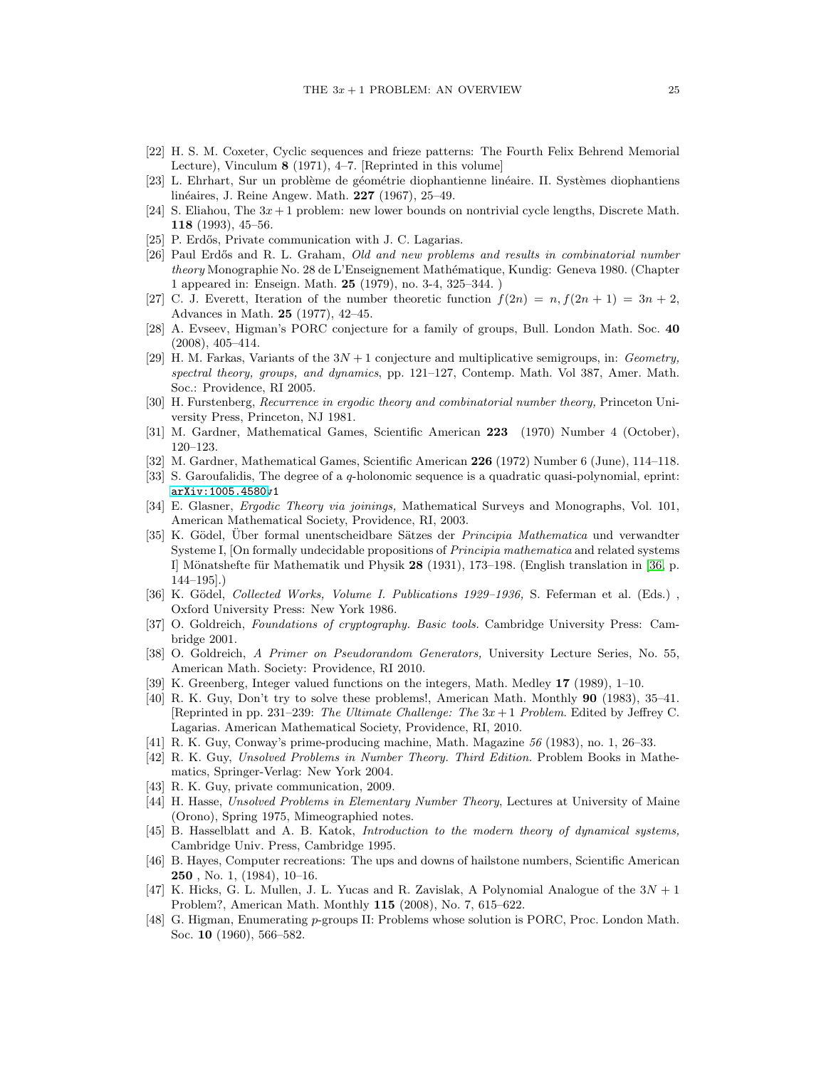[22] H. S. M. Coxeter, Cyclic sequences and frieze patterns: The Fourth Felix Behrend Memorial Lecture), Vinculum **8** (1971), 4–7. [Reprinted in this volume]

[23] L. Ehrhart, Sur un problème de géométrie diophantienne linéaire. II. Systèmes diophantiens linéaires, J. Reine Angew. Math. **227** (1967), 25–49.

[24] S. Eliahou, The $3x+1$ problem: new lower bounds on nontrivial cycle lengths, Discrete Math. **118** (1993), 45–56.

[25] P. Erdős, Private communication with J. C. Lagarias.

[26] Paul Erdős and R. L. Graham, *Old and new problems and results in combinatorial number theory* Monographie No. 28 de L'Enseignement Mathématique, Kundig: Geneva 1980. (Chapter 1 appeared in: Enseign. Math. **25** (1979), no. 3-4, 325–344. )

[27] C. J. Everett, Iteration of the number theoretic function $f(2n) = n, f(2n+1) = 3n+2$, Advances in Math. **25** (1977), 42–45.

[28] A. Evseev, Higman's PORC conjecture for a family of groups, Bull. London Math. Soc. **40** (2008), 405–414.

[29] H. M. Farkas, Variants of the $3N+1$ conjecture and multiplicative semigroups, in: *Geometry, spectral theory, groups, and dynamics*, pp. 121–127, Contemp. Math. Vol 387, Amer. Math. Soc.: Providence, RI 2005.

[30] H. Furstenberg, *Recurrence in ergodic theory and combinatorial number theory,* Princeton University Press, Princeton, NJ 1981.

[31] M. Gardner, Mathematical Games, Scientific American **223** (1970) Number 4 (October), 120–123.

[32] M. Gardner, Mathematical Games, Scientific American **226** (1972) Number 6 (June), 114–118.

[33] S. Garoufalidis, The degree of a $q$-holonomic sequence is a quadratic quasi-polynomial, eprint: arXiv:1005.4580v1

[34] E. Glasner, *Ergodic Theory via joinings,* Mathematical Surveys and Monographs, Vol. 101, American Mathematical Society, Providence, RI, 2003.

[35] K. Gödel, Über formal unentscheidbare Sätzes der *Principia Mathematica* und verwandter Systeme I, [On formally undecidable propositions of *Principia mathematica* and related systems I] Mönatshefte für Mathematik und Physik **28** (1931), 173–198. (English translation in [36, p. 144–195].)

[36] K. Gödel, *Collected Works, Volume I. Publications 1929–1936,* S. Feferman et al. (Eds.) , Oxford University Press: New York 1986.

[37] O. Goldreich, *Foundations of cryptography. Basic tools.* Cambridge University Press: Cambridge 2001.

[38] O. Goldreich, *A Primer on Pseudorandom Generators,* University Lecture Series, No. 55, American Math. Society: Providence, RI 2010.

[39] K. Greenberg, Integer valued functions on the integers, Math. Medley **17** (1989), 1–10.

[40] R. K. Guy, Don't try to solve these problems!, American Math. Monthly **90** (1983), 35–41. [Reprinted in pp. 231–239: *The Ultimate Challenge: The $3x+1$ Problem.* Edited by Jeffrey C. Lagarias. American Mathematical Society, Providence, RI, 2010.

[41] R. K. Guy, Conway's prime-producing machine, Math. Magazine *56* (1983), no. 1, 26–33.

[42] R. K. Guy, *Unsolved Problems in Number Theory. Third Edition.* Problem Books in Mathematics, Springer-Verlag: New York 2004.

[43] R. K. Guy, private communication, 2009.

[44] H. Hasse, *Unsolved Problems in Elementary Number Theory*, Lectures at University of Maine (Orono), Spring 1975, Mimeographied notes.

[45] B. Hasselblatt and A. B. Katok, *Introduction to the modern theory of dynamical systems,* Cambridge Univ. Press, Cambridge 1995.

[46] B. Hayes, Computer recreations: The ups and downs of hailstone numbers, Scientific American **250** , No. 1, (1984), 10–16.

[47] K. Hicks, G. L. Mullen, J. L. Yucas and R. Zavislak, A Polynomial Analogue of the $3N+1$ Problem?, American Math. Monthly **115** (2008), No. 7, 615–622.

[48] G. Higman, Enumerating $p$-groups II: Problems whose solution is PORC, Proc. London Math. Soc. **10** (1960), 566–582.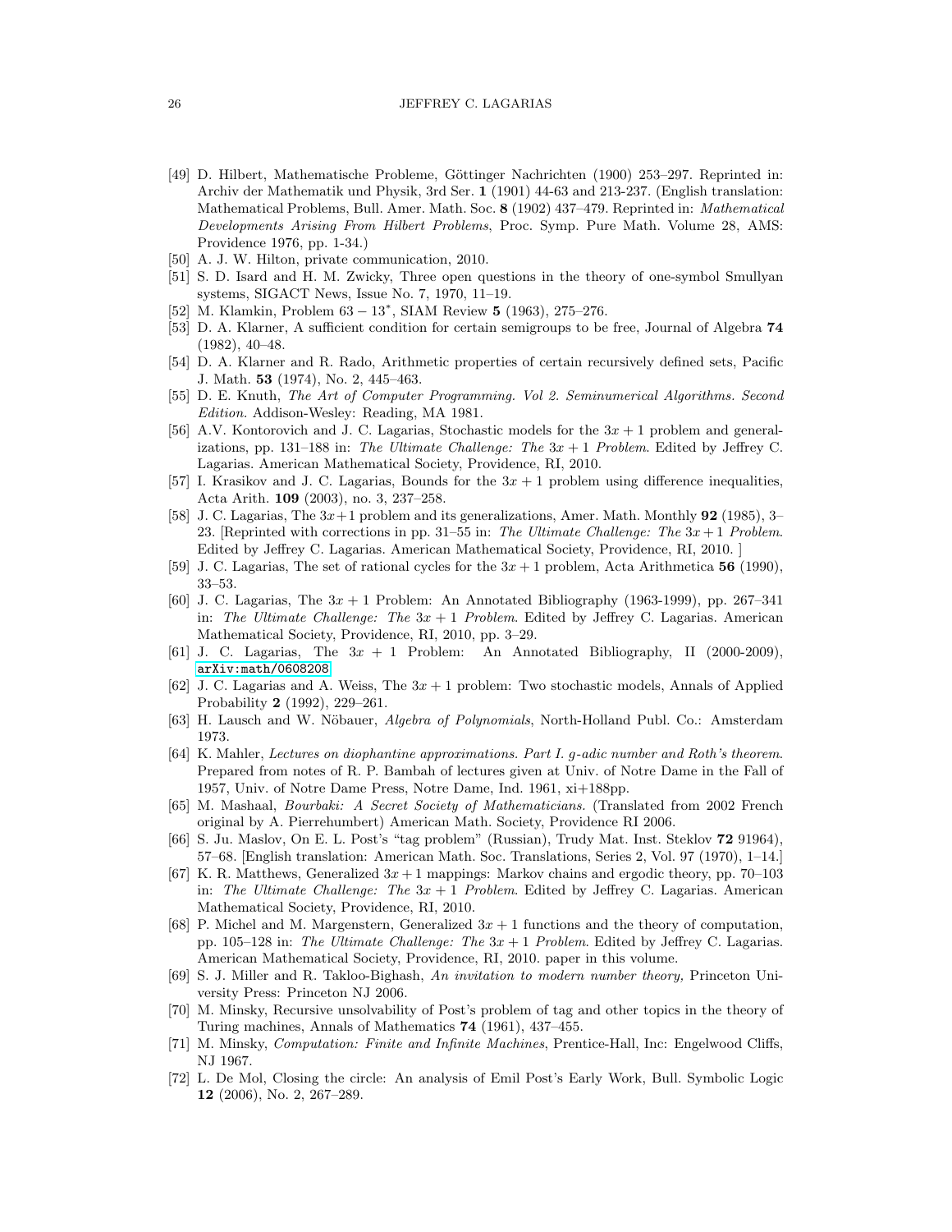[49] D. Hilbert, Mathematische Probleme, Göttinger Nachrichten (1900) 253–297. Reprinted in: Archiv der Mathematik und Physik, 3rd Ser. **1** (1901) 44-63 and 213-237. (English translation: Mathematical Problems, Bull. Amer. Math. Soc. **8** (1902) 437–479. Reprinted in: *Mathematical Developments Arising From Hilbert Problems*, Proc. Symp. Pure Math. Volume 28, AMS: Providence 1976, pp. 1-34.)

[50] A. J. W. Hilton, private communication, 2010.

[51] S. D. Isard and H. M. Zwicky, Three open questions in the theory of one-symbol Smullyan systems, SIGACT News, Issue No. 7, 1970, 11–19.

[52] M. Klamkin, Problem $63-13^*$, SIAM Review **5** (1963), 275–276.

[53] D. A. Klarner, A sufficient condition for certain semigroups to be free, Journal of Algebra **74** (1982), 40–48.

[54] D. A. Klarner and R. Rado, Arithmetic properties of certain recursively defined sets, Pacific J. Math. **53** (1974), No. 2, 445–463.

[55] D. E. Knuth, *The Art of Computer Programming. Vol 2. Seminumerical Algorithms. Second Edition.* Addison-Wesley: Reading, MA 1981.

[56] A.V. Kontorovich and J. C. Lagarias, Stochastic models for the $3x+1$ problem and generalizations, pp. 131–188 in: *The Ultimate Challenge: The $3x+1$ Problem*. Edited by Jeffrey C. Lagarias. American Mathematical Society, Providence, RI, 2010.

[57] I. Krasikov and J. C. Lagarias, Bounds for the $3x+1$ problem using difference inequalities, Acta Arith. **109** (2003), no. 3, 237–258.

[58] J. C. Lagarias, The $3x+1$ problem and its generalizations, Amer. Math. Monthly **92** (1985), 3–23. [Reprinted with corrections in pp. 31–55 in: *The Ultimate Challenge: The $3x+1$ Problem*. Edited by Jeffrey C. Lagarias. American Mathematical Society, Providence, RI, 2010. ]

[59] J. C. Lagarias, The set of rational cycles for the $3x+1$ problem, Acta Arithmetica **56** (1990), 33–53.

[60] J. C. Lagarias, The $3x+1$ Problem: An Annotated Bibliography (1963-1999), pp. 267–341 in: *The Ultimate Challenge: The $3x+1$ Problem*. Edited by Jeffrey C. Lagarias. American Mathematical Society, Providence, RI, 2010, pp. 3–29.

[61] J. C. Lagarias, The $3x+1$ Problem: An Annotated Bibliography, II (2000-2009), arXiv:math/0608208.

[62] J. C. Lagarias and A. Weiss, The $3x+1$ problem: Two stochastic models, Annals of Applied Probability **2** (1992), 229–261.

[63] H. Lausch and W. Nöbauer, *Algebra of Polynomials*, North-Holland Publ. Co.: Amsterdam 1973.

[64] K. Mahler, *Lectures on diophantine approximations. Part I. g-adic number and Roth's theorem.* Prepared from notes of R. P. Bambah of lectures given at Univ. of Notre Dame in the Fall of 1957, Univ. of Notre Dame Press, Notre Dame, Ind. 1961, xi+188pp.

[65] M. Mashaal, *Bourbaki: A Secret Society of Mathematicians.* (Translated from 2002 French original by A. Pierrehumbert) American Math. Society, Providence RI 2006.

[66] S. Ju. Maslov, On E. L. Post's "tag problem" (Russian), Trudy Mat. Inst. Steklov **72** 91964), 57–68. [English translation: American Math. Soc. Translations, Series 2, Vol. 97 (1970), 1–14.]

[67] K. R. Matthews, Generalized $3x+1$ mappings: Markov chains and ergodic theory, pp. 70–103 in: *The Ultimate Challenge: The $3x+1$ Problem*. Edited by Jeffrey C. Lagarias. American Mathematical Society, Providence, RI, 2010.

[68] P. Michel and M. Margenstern, Generalized $3x+1$ functions and the theory of computation, pp. 105–128 in: *The Ultimate Challenge: The $3x+1$ Problem*. Edited by Jeffrey C. Lagarias. American Mathematical Society, Providence, RI, 2010. paper in this volume.

[69] S. J. Miller and R. Takloo-Bighash, *An invitation to modern number theory,* Princeton University Press: Princeton NJ 2006.

[70] M. Minsky, Recursive unsolvability of Post's problem of tag and other topics in the theory of Turing machines, Annals of Mathematics **74** (1961), 437–455.

[71] M. Minsky, *Computation: Finite and Infinite Machines*, Prentice-Hall, Inc: Engelwood Cliffs, NJ 1967.

[72] L. De Mol, Closing the circle: An analysis of Emil Post's Early Work, Bull. Symbolic Logic **12** (2006), No. 2, 267–289.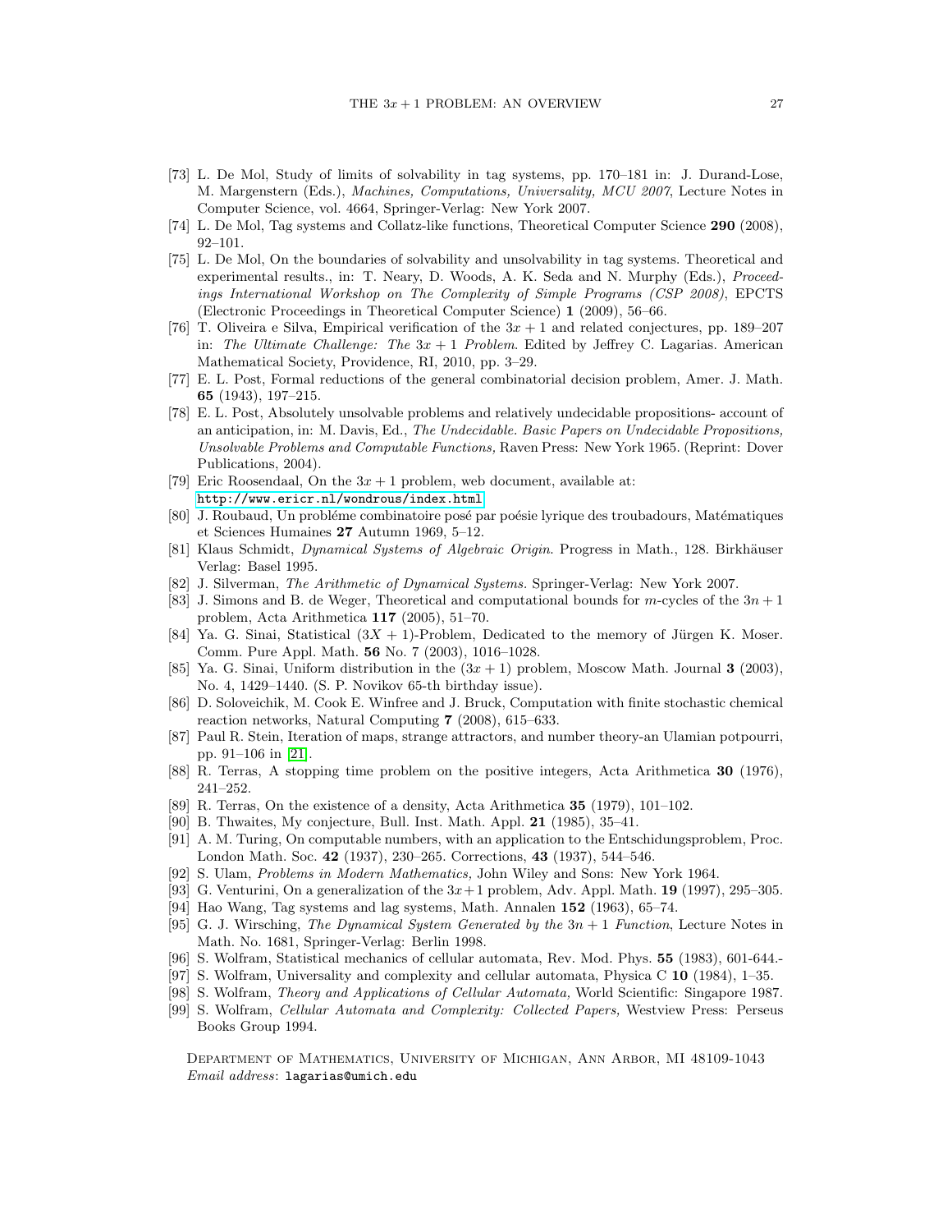[73] L. De Mol, Study of limits of solvability in tag systems, pp. 170–181 in: J. Durand-Lose, M. Margenstern (Eds.), *Machines, Computations, Universality, MCU 2007*, Lecture Notes in Computer Science, vol. 4664, Springer-Verlag: New York 2007.

[74] L. De Mol, Tag systems and Collatz-like functions, Theoretical Computer Science **290** (2008), 92–101.

[75] L. De Mol, On the boundaries of solvability and unsolvability in tag systems. Theoretical and experimental results., in: T. Neary, D. Woods, A. K. Seda and N. Murphy (Eds.), *Proceedings International Workshop on The Complexity of Simple Programs (CSP 2008)*, EPCTS (Electronic Proceedings in Theoretical Computer Science) **1** (2009), 56–66.

[76] T. Oliveira e Silva, Empirical verification of the $3x + 1$ and related conjectures, pp. 189–207 in: *The Ultimate Challenge: The $3x + 1$ Problem.* Edited by Jeffrey C. Lagarias. American Mathematical Society, Providence, RI, 2010, pp. 3–29.

[77] E. L. Post, Formal reductions of the general combinatorial decision problem, Amer. J. Math. **65** (1943), 197–215.

[78] E. L. Post, Absolutely unsolvable problems and relatively undecidable propositions- account of an anticipation, in: M. Davis, Ed., *The Undecidable. Basic Papers on Undecidable Propositions, Unsolvable Problems and Computable Functions,* Raven Press: New York 1965. (Reprint: Dover Publications, 2004).

[79] Eric Roosendaal, On the $3x + 1$ problem, web document, available at: http://www.ericr.nl/wondrous/index.html

[80] J. Roubaud, Un probléme combinatoire posé par poésie lyrique des troubadours, Matématiques et Sciences Humaines **27** Autumn 1969, 5–12.

[81] Klaus Schmidt, *Dynamical Systems of Algebraic Origin.* Progress in Math., 128. Birkhäuser Verlag: Basel 1995.

[82] J. Silverman, *The Arithmetic of Dynamical Systems.* Springer-Verlag: New York 2007.

[83] J. Simons and B. de Weger, Theoretical and computational bounds for $m$-cycles of the $3n + 1$ problem, Acta Arithmetica **117** (2005), 51–70.

[84] Ya. G. Sinai, Statistical $(3X + 1)$-Problem, Dedicated to the memory of Jürgen K. Moser. Comm. Pure Appl. Math. **56** No. 7 (2003), 1016–1028.

[85] Ya. G. Sinai, Uniform distribution in the $(3x + 1)$ problem, Moscow Math. Journal **3** (2003), No. 4, 1429–1440. (S. P. Novikov 65-th birthday issue).

[86] D. Soloveichik, M. Cook E. Winfree and J. Bruck, Computation with finite stochastic chemical reaction networks, Natural Computing **7** (2008), 615–633.

[87] Paul R. Stein, Iteration of maps, strange attractors, and number theory-an Ulamian potpourri, pp. 91–106 in [21].

[88] R. Terras, A stopping time problem on the positive integers, Acta Arithmetica **30** (1976), 241–252.

[89] R. Terras, On the existence of a density, Acta Arithmetica **35** (1979), 101–102.

[90] B. Thwaites, My conjecture, Bull. Inst. Math. Appl. **21** (1985), 35–41.

[91] A. M. Turing, On computable numbers, with an application to the Entschidungsproblem, Proc. London Math. Soc. **42** (1937), 230–265. Corrections, **43** (1937), 544–546.

[92] S. Ulam, *Problems in Modern Mathematics,* John Wiley and Sons: New York 1964.

[93] G. Venturini, On a generalization of the $3x+1$ problem, Adv. Appl. Math. **19** (1997), 295–305.

[94] Hao Wang, Tag systems and lag systems, Math. Annalen **152** (1963), 65–74.

[95] G. J. Wirsching, *The Dynamical System Generated by the $3n + 1$ Function*, Lecture Notes in Math. No. 1681, Springer-Verlag: Berlin 1998.

[96] S. Wolfram, Statistical mechanics of cellular automata, Rev. Mod. Phys. **55** (1983), 601-644.-

[97] S. Wolfram, Universality and complexity and cellular automata, Physica C **10** (1984), 1–35.

[98] S. Wolfram, *Theory and Applications of Cellular Automata,* World Scientific: Singapore 1987.

[99] S. Wolfram, *Cellular Automata and Complexity: Collected Papers,* Westview Press: Perseus Books Group 1994.

Department of Mathematics, University of Michigan, Ann Arbor, MI 48109-1043
*Email address*: lagarias@umich.edu